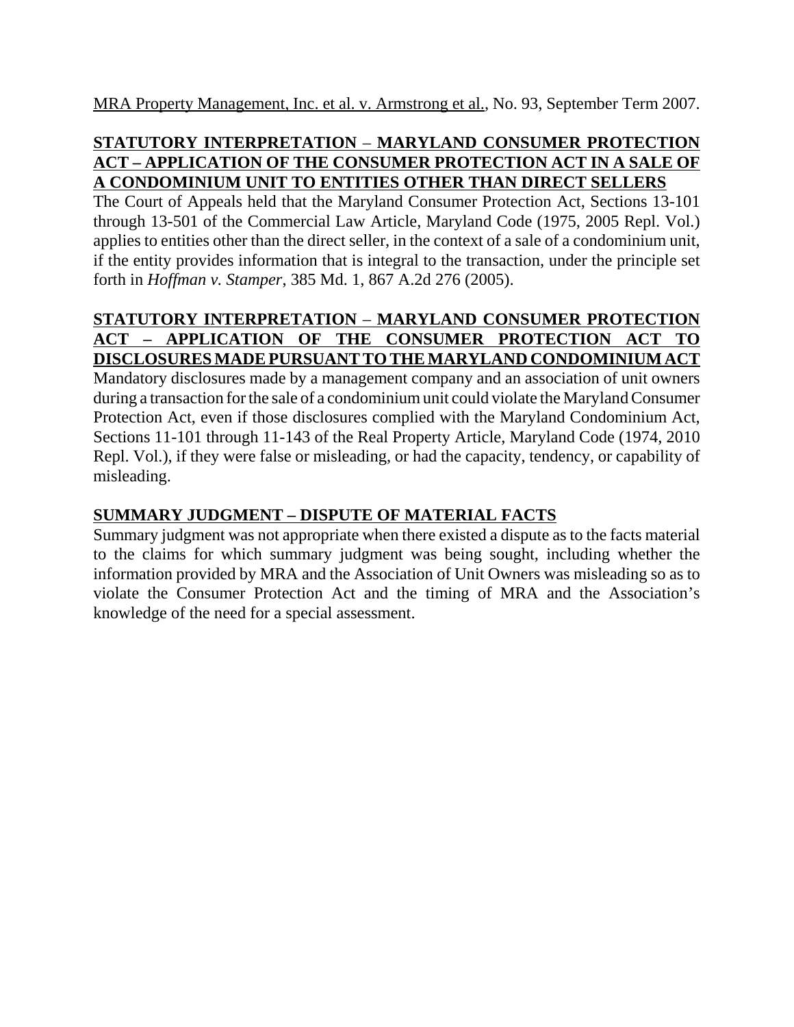MRA Property Management, Inc. et al. v. Armstrong et al., No. 93, September Term 2007.

**STATUTORY INTERPRETATION – MARYLAND CONSUMER PROTECTION ACT – APPLICATION OF THE CONSUMER PROTECTION ACT IN A SALE OF A CONDOMINIUM UNIT TO ENTITIES OTHER THAN DIRECT SELLERS**

The Court of Appeals held that the Maryland Consumer Protection Act, Sections 13-101 through 13-501 of the Commercial Law Article, Maryland Code (1975, 2005 Repl. Vol.) applies to entities other than the direct seller, in the context of a sale of a condominium unit, if the entity provides information that is integral to the transaction, under the principle set forth in *Hoffman v. Stamper*, 385 Md. 1, 867 A.2d 276 (2005).

**STATUTORY INTERPRETATION – MARYLAND CONSUMER PROTECTION ACT – APPLICATION OF THE CONSUMER PROTECTION ACT TO DISCLOSURES MADE PURSUANT TO THE MARYLAND CONDOMINIUM ACT**

Mandatory disclosures made by a management company and an association of unit owners during a transaction for the sale of a condominium unit could violate the Maryland Consumer Protection Act, even if those disclosures complied with the Maryland Condominium Act, Sections 11-101 through 11-143 of the Real Property Article, Maryland Code (1974, 2010 Repl. Vol.), if they were false or misleading, or had the capacity, tendency, or capability of misleading.

**SUMMARY JUDGMENT – DISPUTE OF MATERIAL FACTS**

Summary judgment was not appropriate when there existed a dispute as to the facts material to the claims for which summary judgment was being sought, including whether the information provided by MRA and the Association of Unit Owners was misleading so as to violate the Consumer Protection Act and the timing of MRA and the Association's knowledge of the need for a special assessment.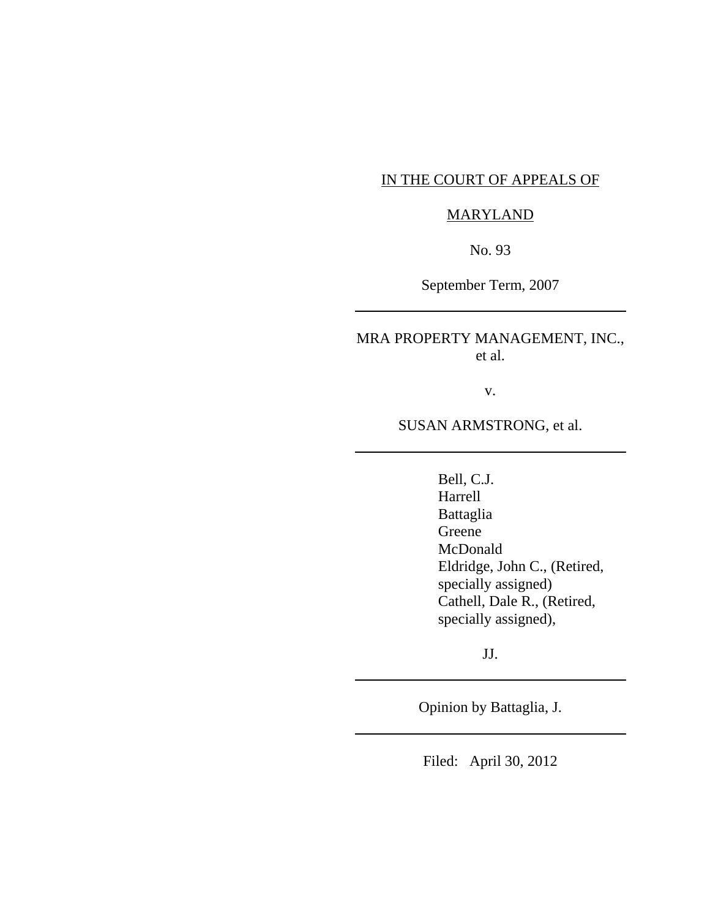IN THE COURT OF APPEALS OF

MARYLAND

No. 93

September Term, 2007

---

MRA PROPERTY MANAGEMENT, INC., et al.

v.

SUSAN ARMSTRONG, et al.

---

Bell, C.J.
Harrell
Battaglia
Greene
McDonald
Eldridge, John C., (Retired, specially assigned)
Cathell, Dale R., (Retired, specially assigned),

JJ.

---

Opinion by Battaglia, J.

---

Filed: April 30, 2012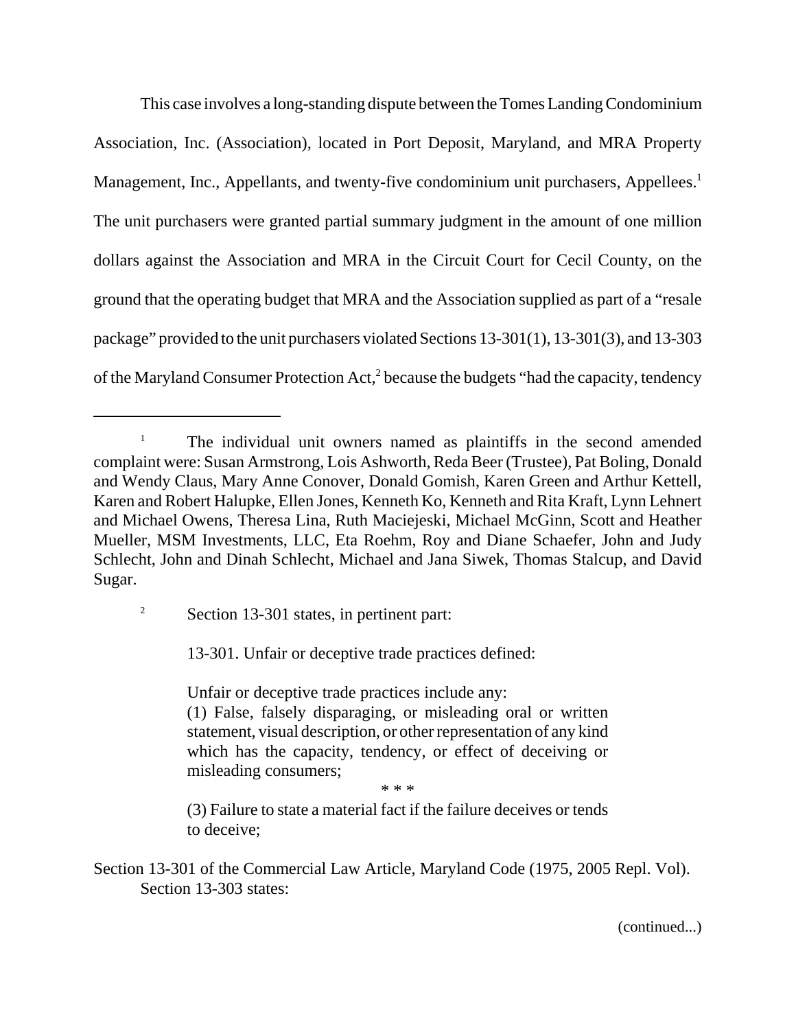This case involves a long-standing dispute between the Tomes Landing Condominium Association, Inc. (Association), located in Port Deposit, Maryland, and MRA Property Management, Inc., Appellants, and twenty-five condominium unit purchasers, Appellees.[1] The unit purchasers were granted partial summary judgment in the amount of one million dollars against the Association and MRA in the Circuit Court for Cecil County, on the ground that the operating budget that MRA and the Association supplied as part of a "resale package" provided to the unit purchasers violated Sections 13-301(1), 13-301(3), and 13-303 of the Maryland Consumer Protection Act,[2] because the budgets "had the capacity, tendency

---

[1] The individual unit owners named as plaintiffs in the second amended complaint were: Susan Armstrong, Lois Ashworth, Reda Beer (Trustee), Pat Boling, Donald and Wendy Claus, Mary Anne Conover, Donald Gomish, Karen Green and Arthur Kettell, Karen and Robert Halupke, Ellen Jones, Kenneth Ko, Kenneth and Rita Kraft, Lynn Lehnert and Michael Owens, Theresa Lina, Ruth Maciejeski, Michael McGinn, Scott and Heather Mueller, MSM Investments, LLC, Eta Roehm, Roy and Diane Schaefer, John and Judy Schlecht, John and Dinah Schlecht, Michael and Jana Siwek, Thomas Stalcup, and David Sugar.

[2] Section 13-301 states, in pertinent part:

> 13-301. Unfair or deceptive trade practices defined:
>
> Unfair or deceptive trade practices include any:
> (1) False, falsely disparaging, or misleading oral or written statement, visual description, or other representation of any kind which has the capacity, tendency, or effect of deceiving or misleading consumers;
>
> \* \* \*
>
> (3) Failure to state a material fact if the failure deceives or tends to deceive;

Section 13-301 of the Commercial Law Article, Maryland Code (1975, 2005 Repl. Vol).
Section 13-303 states:

(continued...)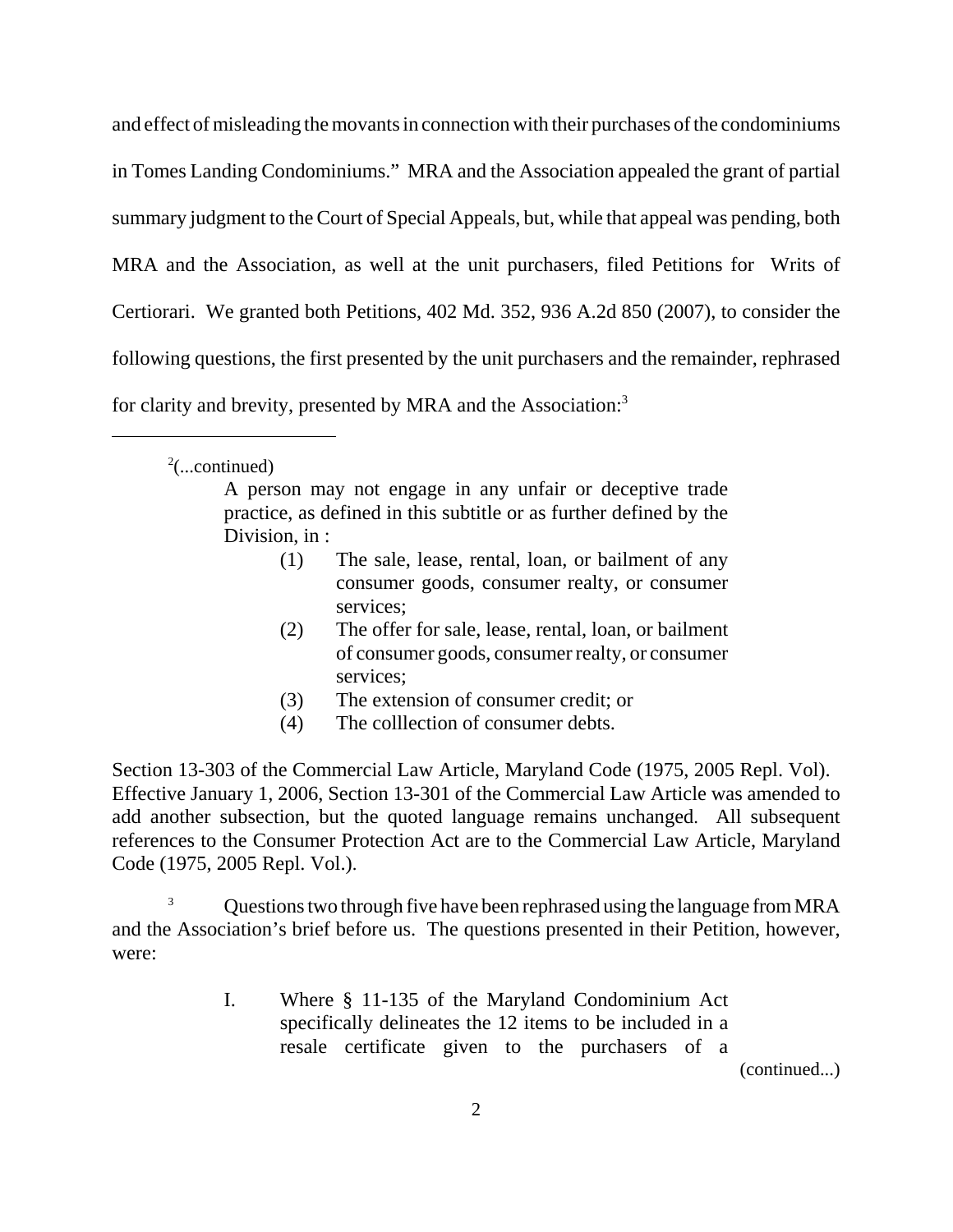and effect of misleading the movants in connection with their purchases of the condominiums in Tomes Landing Condominiums." MRA and the Association appealed the grant of partial summary judgment to the Court of Special Appeals, but, while that appeal was pending, both MRA and the Association, as well at the unit purchasers, filed Petitions for Writs of Certiorari. We granted both Petitions, 402 Md. 352, 936 A.2d 850 (2007), to consider the following questions, the first presented by the unit purchasers and the remainder, rephrased for clarity and brevity, presented by MRA and the Association:[3]

---

[2](...continued)

> A person may not engage in any unfair or deceptive trade practice, as defined in this subtitle or as further defined by the Division, in :
>
> (1) The sale, lease, rental, loan, or bailment of any consumer goods, consumer realty, or consumer services;
>
> (2) The offer for sale, lease, rental, loan, or bailment of consumer goods, consumer realty, or consumer services;
>
> (3) The extension of consumer credit; or
>
> (4) The colllection of consumer debts.

Section 13-303 of the Commercial Law Article, Maryland Code (1975, 2005 Repl. Vol). Effective January 1, 2006, Section 13-301 of the Commercial Law Article was amended to add another subsection, but the quoted language remains unchanged. All subsequent references to the Consumer Protection Act are to the Commercial Law Article, Maryland Code (1975, 2005 Repl. Vol.).

[3] Questions two through five have been rephrased using the language from MRA and the Association's brief before us. The questions presented in their Petition, however, were:

> I. Where § 11-135 of the Maryland Condominium Act specifically delineates the 12 items to be included in a resale certificate given to the purchasers of a

(continued...)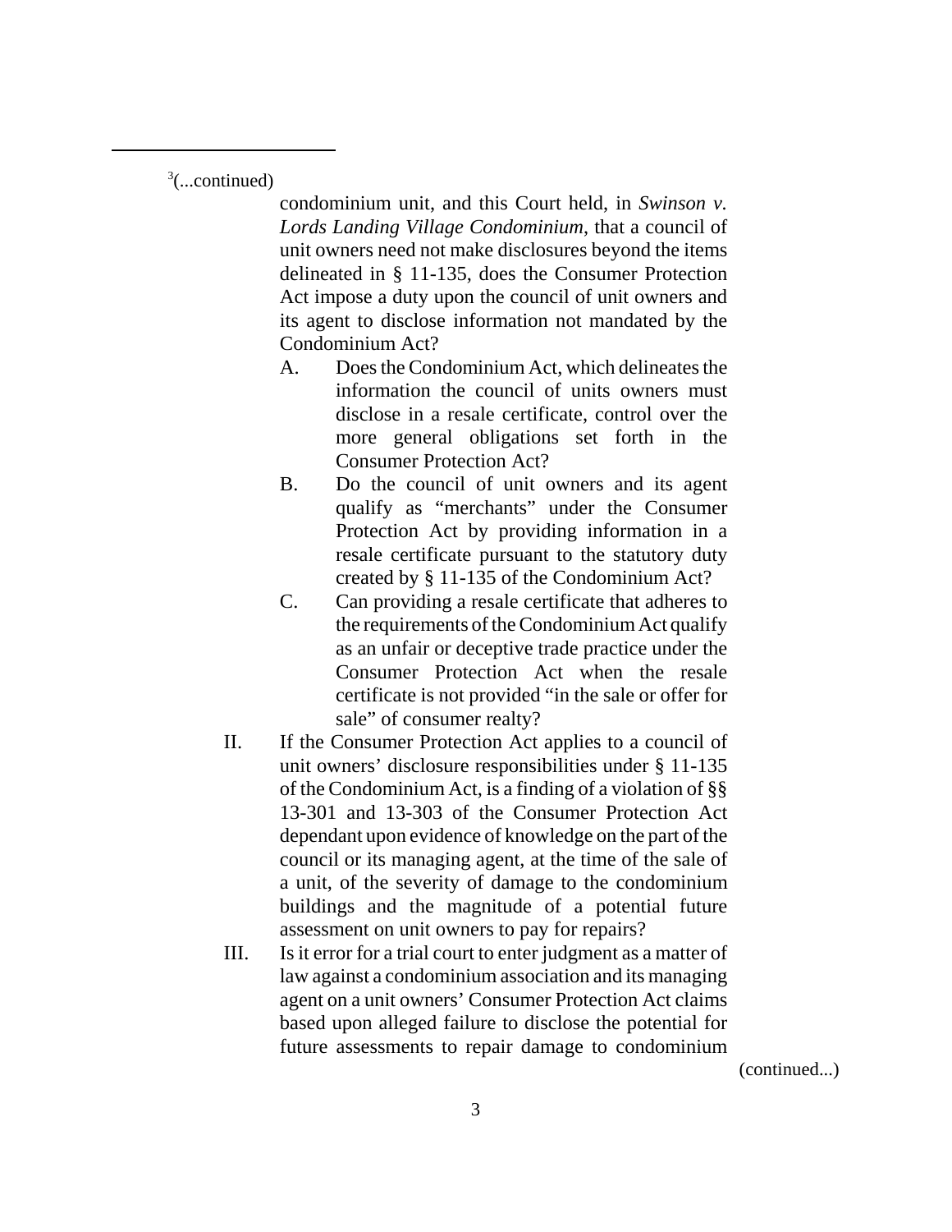[3](...continued)

condominium unit, and this Court held, in *Swinson v. Lords Landing Village Condominium*, that a council of unit owners need not make disclosures beyond the items delineated in § 11-135, does the Consumer Protection Act impose a duty upon the council of unit owners and its agent to disclose information not mandated by the Condominium Act?

A. Does the Condominium Act, which delineates the information the council of units owners must disclose in a resale certificate, control over the more general obligations set forth in the Consumer Protection Act?

B. Do the council of unit owners and its agent qualify as "merchants" under the Consumer Protection Act by providing information in a resale certificate pursuant to the statutory duty created by § 11-135 of the Condominium Act?

C. Can providing a resale certificate that adheres to the requirements of the Condominium Act qualify as an unfair or deceptive trade practice under the Consumer Protection Act when the resale certificate is not provided "in the sale or offer for sale" of consumer realty?

II. If the Consumer Protection Act applies to a council of unit owners' disclosure responsibilities under § 11-135 of the Condominium Act, is a finding of a violation of §§ 13-301 and 13-303 of the Consumer Protection Act dependant upon evidence of knowledge on the part of the council or its managing agent, at the time of the sale of a unit, of the severity of damage to the condominium buildings and the magnitude of a potential future assessment on unit owners to pay for repairs?

III. Is it error for a trial court to enter judgment as a matter of law against a condominium association and its managing agent on a unit owners' Consumer Protection Act claims based upon alleged failure to disclose the potential for future assessments to repair damage to condominium

(continued...)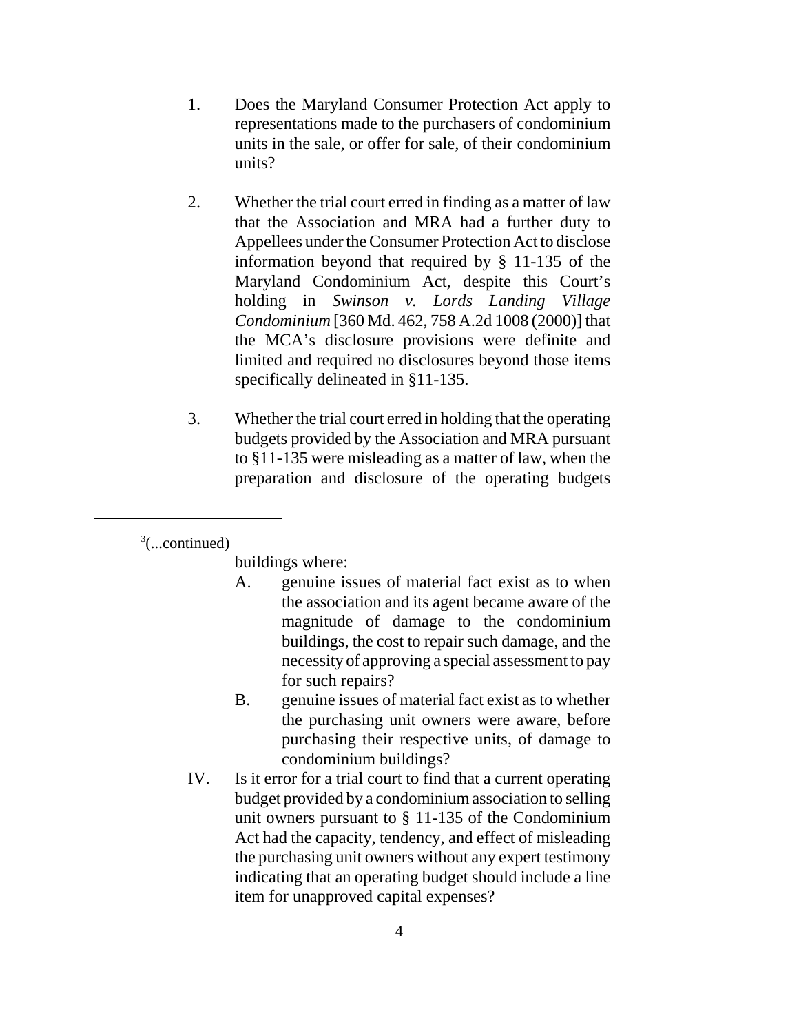1. Does the Maryland Consumer Protection Act apply to representations made to the purchasers of condominium units in the sale, or offer for sale, of their condominium units?

2. Whether the trial court erred in finding as a matter of law that the Association and MRA had a further duty to Appellees under the Consumer Protection Act to disclose information beyond that required by § 11-135 of the Maryland Condominium Act, despite this Court's holding in *Swinson v. Lords Landing Village Condominium* [360 Md. 462, 758 A.2d 1008 (2000)] that the MCA's disclosure provisions were definite and limited and required no disclosures beyond those items specifically delineated in §11-135.

3. Whether the trial court erred in holding that the operating budgets provided by the Association and MRA pursuant to §11-135 were misleading as a matter of law, when the preparation and disclosure of the operating budgets

---

[3](...continued)

buildings where:

A. genuine issues of material fact exist as to when the association and its agent became aware of the magnitude of damage to the condominium buildings, the cost to repair such damage, and the necessity of approving a special assessment to pay for such repairs?

B. genuine issues of material fact exist as to whether the purchasing unit owners were aware, before purchasing their respective units, of damage to condominium buildings?

IV. Is it error for a trial court to find that a current operating budget provided by a condominium association to selling unit owners pursuant to § 11-135 of the Condominium Act had the capacity, tendency, and effect of misleading the purchasing unit owners without any expert testimony indicating that an operating budget should include a line item for unapproved capital expenses?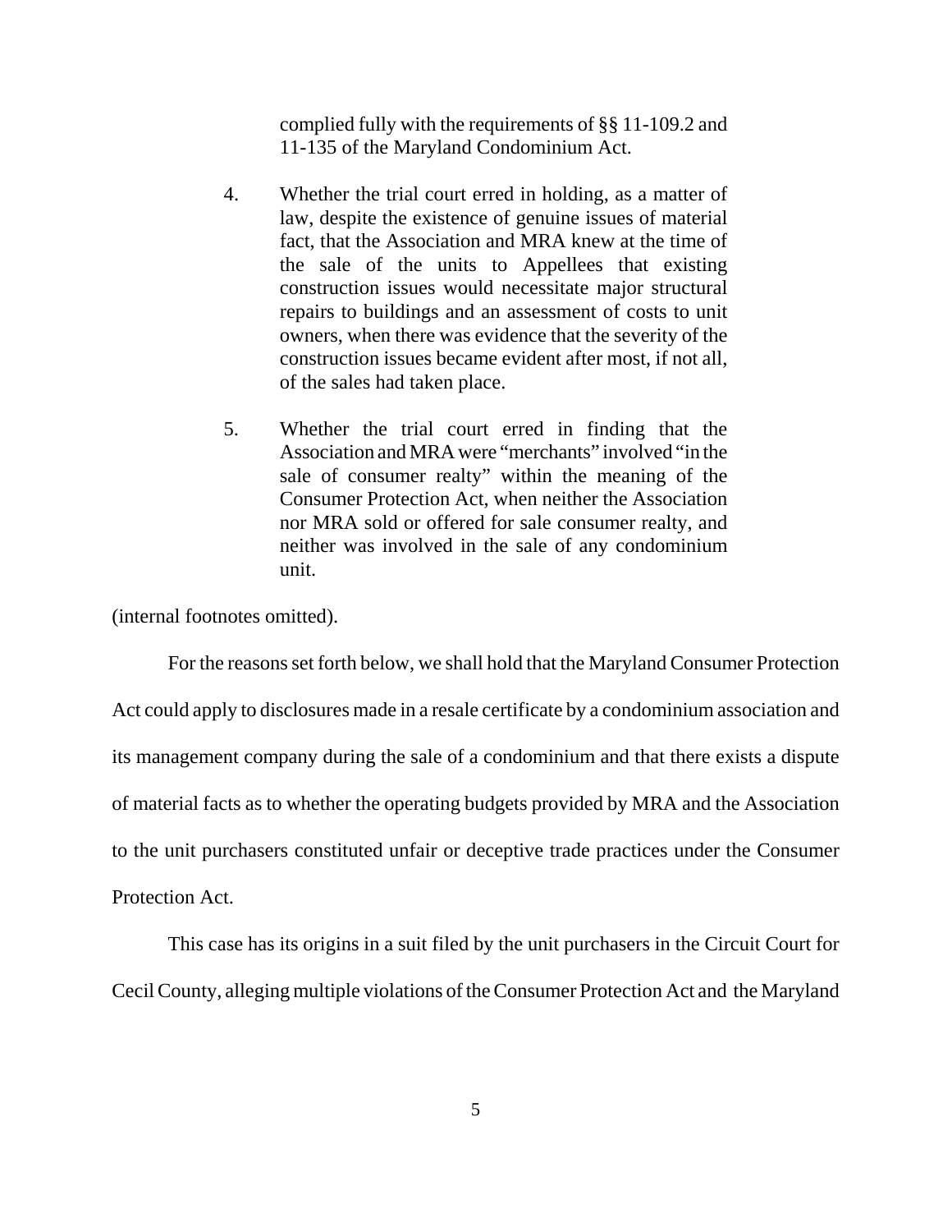> complied fully with the requirements of §§ 11-109.2 and 11-135 of the Maryland Condominium Act.
>
> 4. Whether the trial court erred in holding, as a matter of law, despite the existence of genuine issues of material fact, that the Association and MRA knew at the time of the sale of the units to Appellees that existing construction issues would necessitate major structural repairs to buildings and an assessment of costs to unit owners, when there was evidence that the severity of the construction issues became evident after most, if not all, of the sales had taken place.
>
> 5. Whether the trial court erred in finding that the Association and MRA were "merchants" involved "in the sale of consumer realty" within the meaning of the Consumer Protection Act, when neither the Association nor MRA sold or offered for sale consumer realty, and neither was involved in the sale of any condominium unit.

(internal footnotes omitted).

For the reasons set forth below, we shall hold that the Maryland Consumer Protection Act could apply to disclosures made in a resale certificate by a condominium association and its management company during the sale of a condominium and that there exists a dispute of material facts as to whether the operating budgets provided by MRA and the Association to the unit purchasers constituted unfair or deceptive trade practices under the Consumer Protection Act.

This case has its origins in a suit filed by the unit purchasers in the Circuit Court for Cecil County, alleging multiple violations of the Consumer Protection Act and the Maryland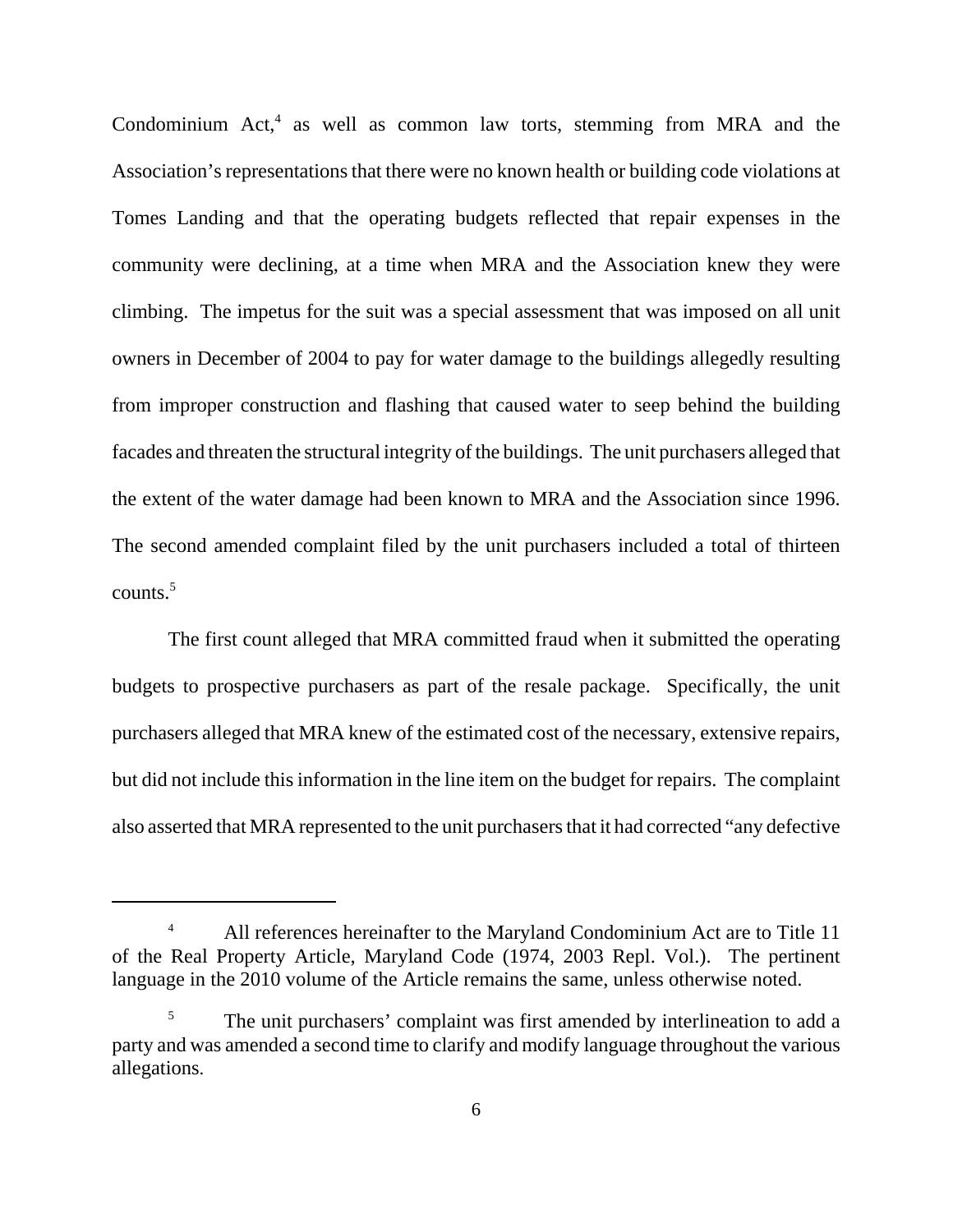Condominium Act,[4] as well as common law torts, stemming from MRA and the Association's representations that there were no known health or building code violations at Tomes Landing and that the operating budgets reflected that repair expenses in the community were declining, at a time when MRA and the Association knew they were climbing. The impetus for the suit was a special assessment that was imposed on all unit owners in December of 2004 to pay for water damage to the buildings allegedly resulting from improper construction and flashing that caused water to seep behind the building facades and threaten the structural integrity of the buildings. The unit purchasers alleged that the extent of the water damage had been known to MRA and the Association since 1996. The second amended complaint filed by the unit purchasers included a total of thirteen counts.[5]

The first count alleged that MRA committed fraud when it submitted the operating budgets to prospective purchasers as part of the resale package. Specifically, the unit purchasers alleged that MRA knew of the estimated cost of the necessary, extensive repairs, but did not include this information in the line item on the budget for repairs. The complaint also asserted that MRA represented to the unit purchasers that it had corrected "any defective

---

[4] All references hereinafter to the Maryland Condominium Act are to Title 11 of the Real Property Article, Maryland Code (1974, 2003 Repl. Vol.). The pertinent language in the 2010 volume of the Article remains the same, unless otherwise noted.

[5] The unit purchasers' complaint was first amended by interlineation to add a party and was amended a second time to clarify and modify language throughout the various allegations.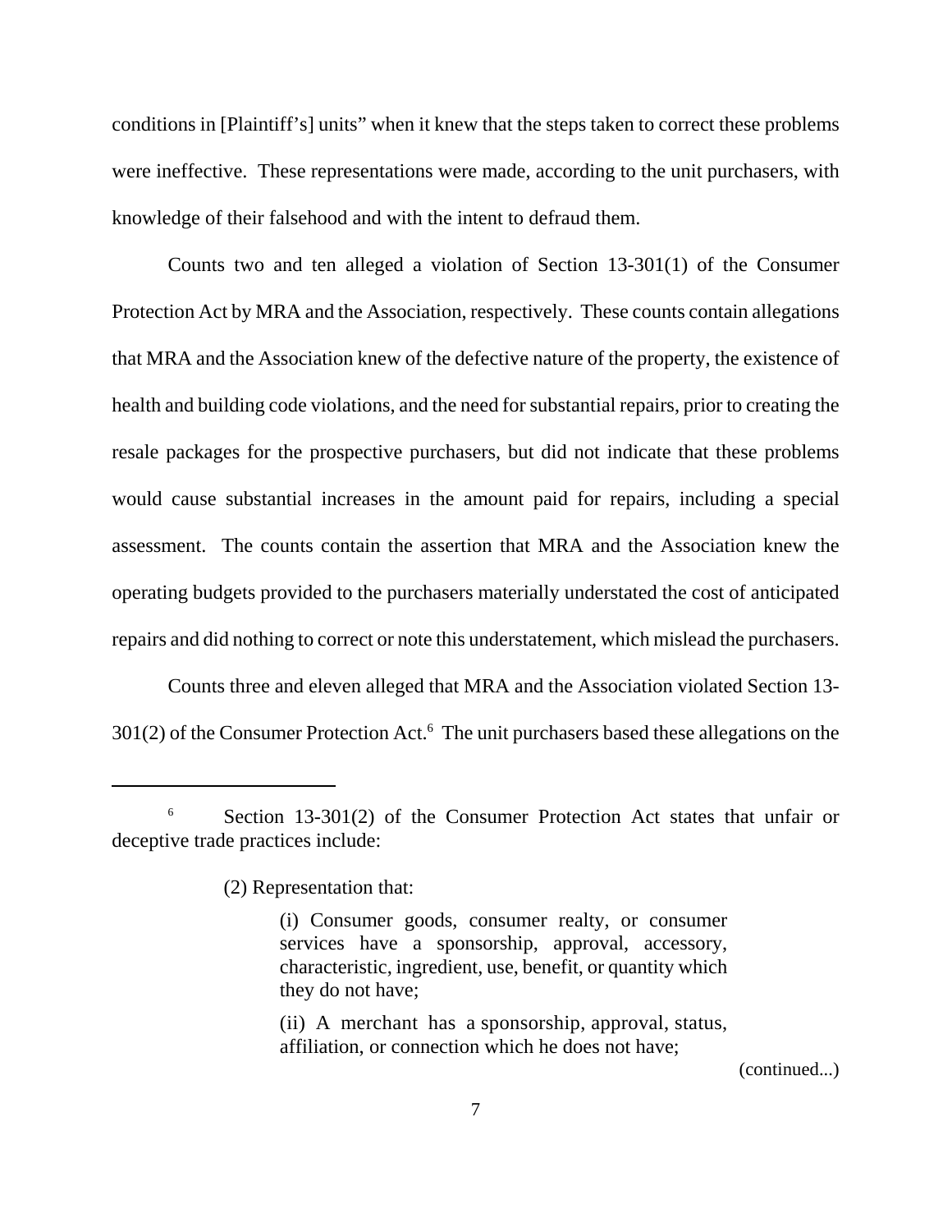conditions in [Plaintiff's] units" when it knew that the steps taken to correct these problems were ineffective. These representations were made, according to the unit purchasers, with knowledge of their falsehood and with the intent to defraud them.

Counts two and ten alleged a violation of Section 13-301(1) of the Consumer Protection Act by MRA and the Association, respectively. These counts contain allegations that MRA and the Association knew of the defective nature of the property, the existence of health and building code violations, and the need for substantial repairs, prior to creating the resale packages for the prospective purchasers, but did not indicate that these problems would cause substantial increases in the amount paid for repairs, including a special assessment. The counts contain the assertion that MRA and the Association knew the operating budgets provided to the purchasers materially understated the cost of anticipated repairs and did nothing to correct or note this understatement, which mislead the purchasers.

Counts three and eleven alleged that MRA and the Association violated Section 13-301(2) of the Consumer Protection Act.[6] The unit purchasers based these allegations on the

---

[6] Section 13-301(2) of the Consumer Protection Act states that unfair or deceptive trade practices include:

> (2) Representation that:
>
> > (i) Consumer goods, consumer realty, or consumer services have a sponsorship, approval, accessory, characteristic, ingredient, use, benefit, or quantity which they do not have;
> >
> > (ii) A merchant has a sponsorship, approval, status, affiliation, or connection which he does not have;

(continued...)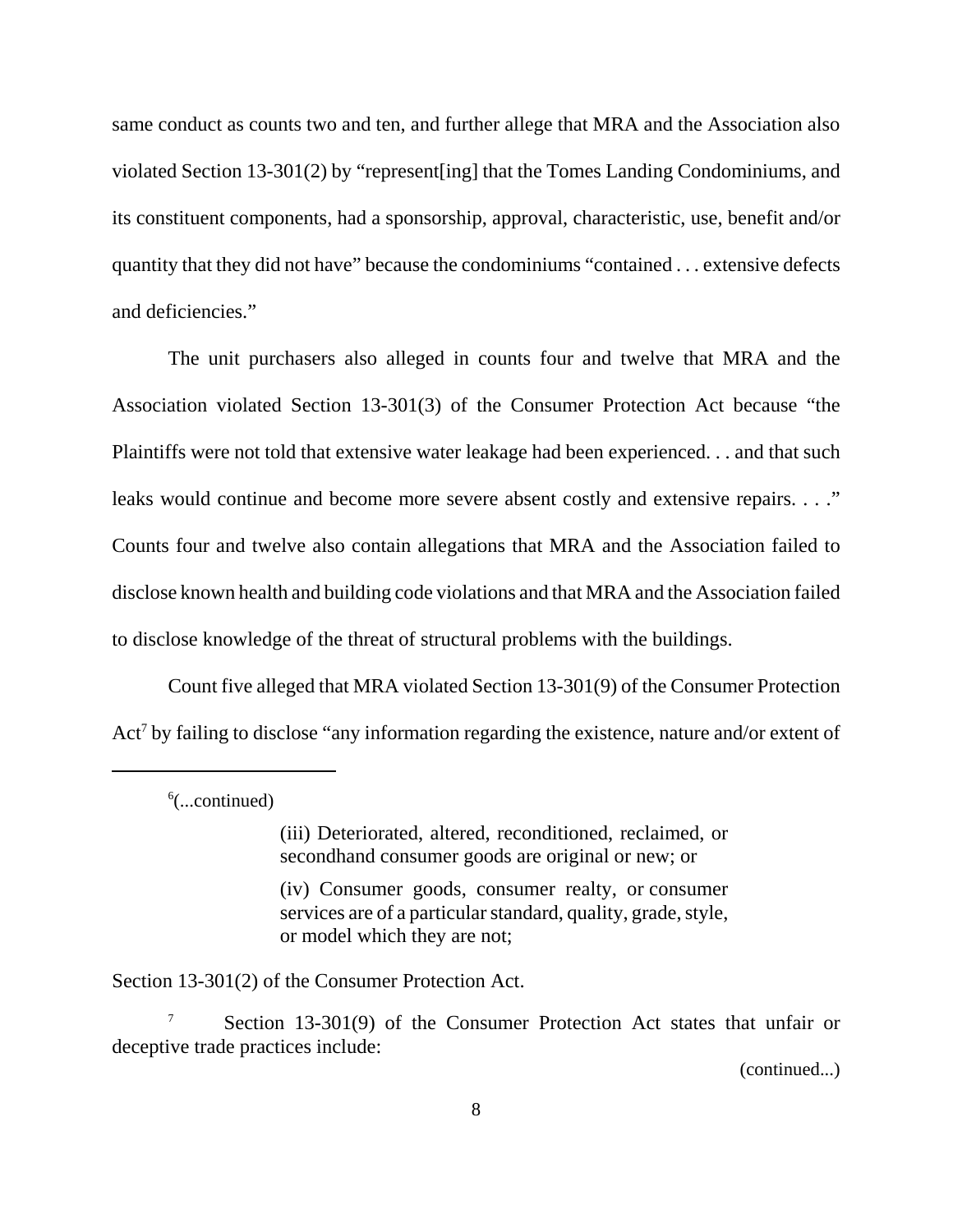same conduct as counts two and ten, and further allege that MRA and the Association also violated Section 13-301(2) by "represent[ing] that the Tomes Landing Condominiums, and its constituent components, had a sponsorship, approval, characteristic, use, benefit and/or quantity that they did not have" because the condominiums "contained . . . extensive defects and deficiencies."

The unit purchasers also alleged in counts four and twelve that MRA and the Association violated Section 13-301(3) of the Consumer Protection Act because "the Plaintiffs were not told that extensive water leakage had been experienced. . . and that such leaks would continue and become more severe absent costly and extensive repairs. . . ." Counts four and twelve also contain allegations that MRA and the Association failed to disclose known health and building code violations and that MRA and the Association failed to disclose knowledge of the threat of structural problems with the buildings.

Count five alleged that MRA violated Section 13-301(9) of the Consumer Protection Act[7] by failing to disclose "any information regarding the existence, nature and/or extent of

---

[6](...continued)

> (iii) Deteriorated, altered, reconditioned, reclaimed, or secondhand consumer goods are original or new; or
>
> (iv) Consumer goods, consumer realty, or consumer services are of a particular standard, quality, grade, style, or model which they are not;

Section 13-301(2) of the Consumer Protection Act.

[7] Section 13-301(9) of the Consumer Protection Act states that unfair or deceptive trade practices include:

(continued...)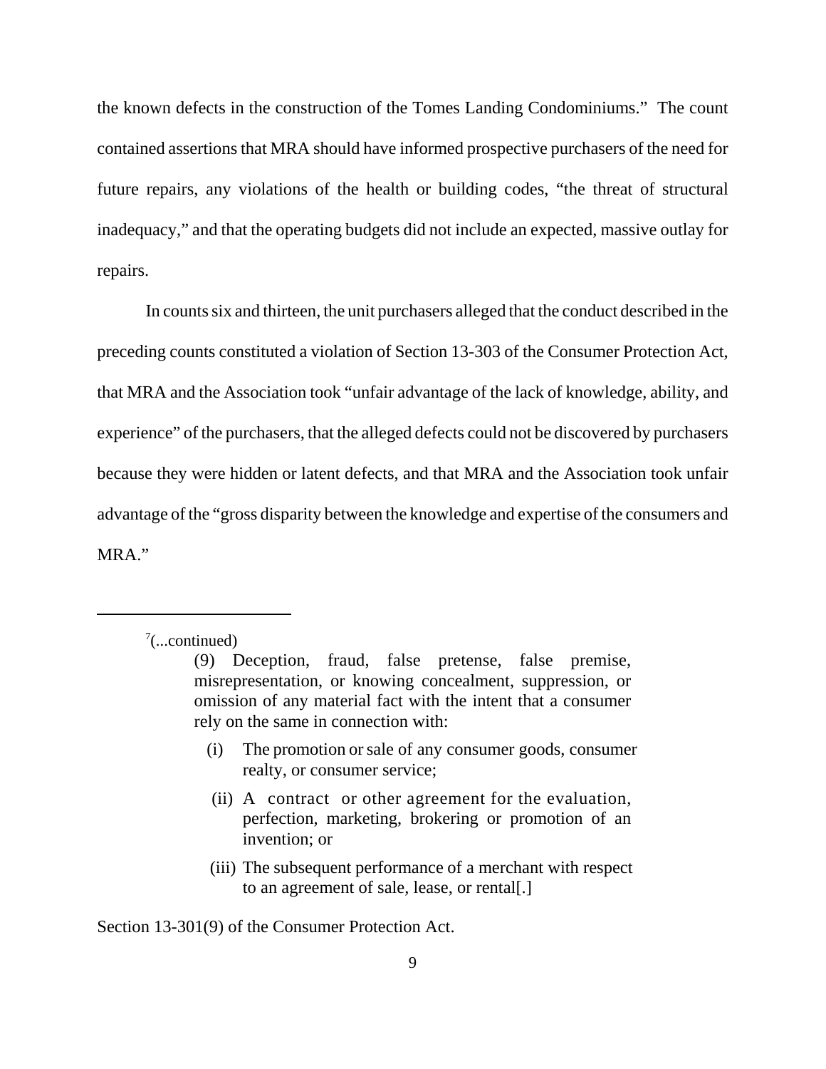the known defects in the construction of the Tomes Landing Condominiums." The count contained assertions that MRA should have informed prospective purchasers of the need for future repairs, any violations of the health or building codes, "the threat of structural inadequacy," and that the operating budgets did not include an expected, massive outlay for repairs.

In counts six and thirteen, the unit purchasers alleged that the conduct described in the preceding counts constituted a violation of Section 13-303 of the Consumer Protection Act, that MRA and the Association took "unfair advantage of the lack of knowledge, ability, and experience" of the purchasers, that the alleged defects could not be discovered by purchasers because they were hidden or latent defects, and that MRA and the Association took unfair advantage of the "gross disparity between the knowledge and expertise of the consumers and MRA."

---

[7](...continued)

> (9) Deception, fraud, false pretense, false premise, misrepresentation, or knowing concealment, suppression, or omission of any material fact with the intent that a consumer rely on the same in connection with:
>
> (i) The promotion or sale of any consumer goods, consumer realty, or consumer service;
>
> (ii) A contract or other agreement for the evaluation, perfection, marketing, brokering or promotion of an invention; or
>
> (iii) The subsequent performance of a merchant with respect to an agreement of sale, lease, or rental[.]

Section 13-301(9) of the Consumer Protection Act.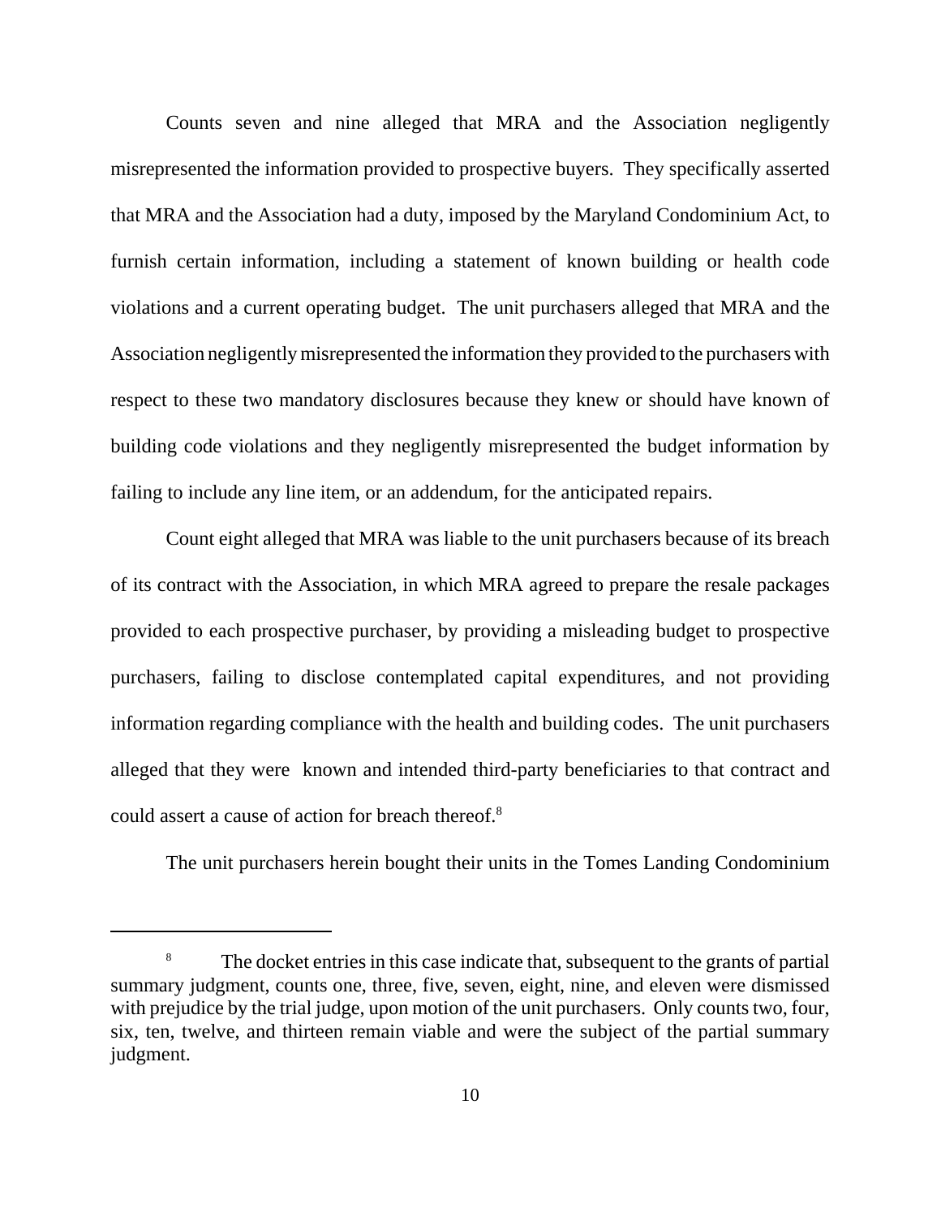Counts seven and nine alleged that MRA and the Association negligently misrepresented the information provided to prospective buyers. They specifically asserted that MRA and the Association had a duty, imposed by the Maryland Condominium Act, to furnish certain information, including a statement of known building or health code violations and a current operating budget. The unit purchasers alleged that MRA and the Association negligently misrepresented the information they provided to the purchasers with respect to these two mandatory disclosures because they knew or should have known of building code violations and they negligently misrepresented the budget information by failing to include any line item, or an addendum, for the anticipated repairs.

Count eight alleged that MRA was liable to the unit purchasers because of its breach of its contract with the Association, in which MRA agreed to prepare the resale packages provided to each prospective purchaser, by providing a misleading budget to prospective purchasers, failing to disclose contemplated capital expenditures, and not providing information regarding compliance with the health and building codes. The unit purchasers alleged that they were known and intended third-party beneficiaries to that contract and could assert a cause of action for breach thereof.[8]

The unit purchasers herein bought their units in the Tomes Landing Condominium

---

[8] The docket entries in this case indicate that, subsequent to the grants of partial summary judgment, counts one, three, five, seven, eight, nine, and eleven were dismissed with prejudice by the trial judge, upon motion of the unit purchasers. Only counts two, four, six, ten, twelve, and thirteen remain viable and were the subject of the partial summary judgment.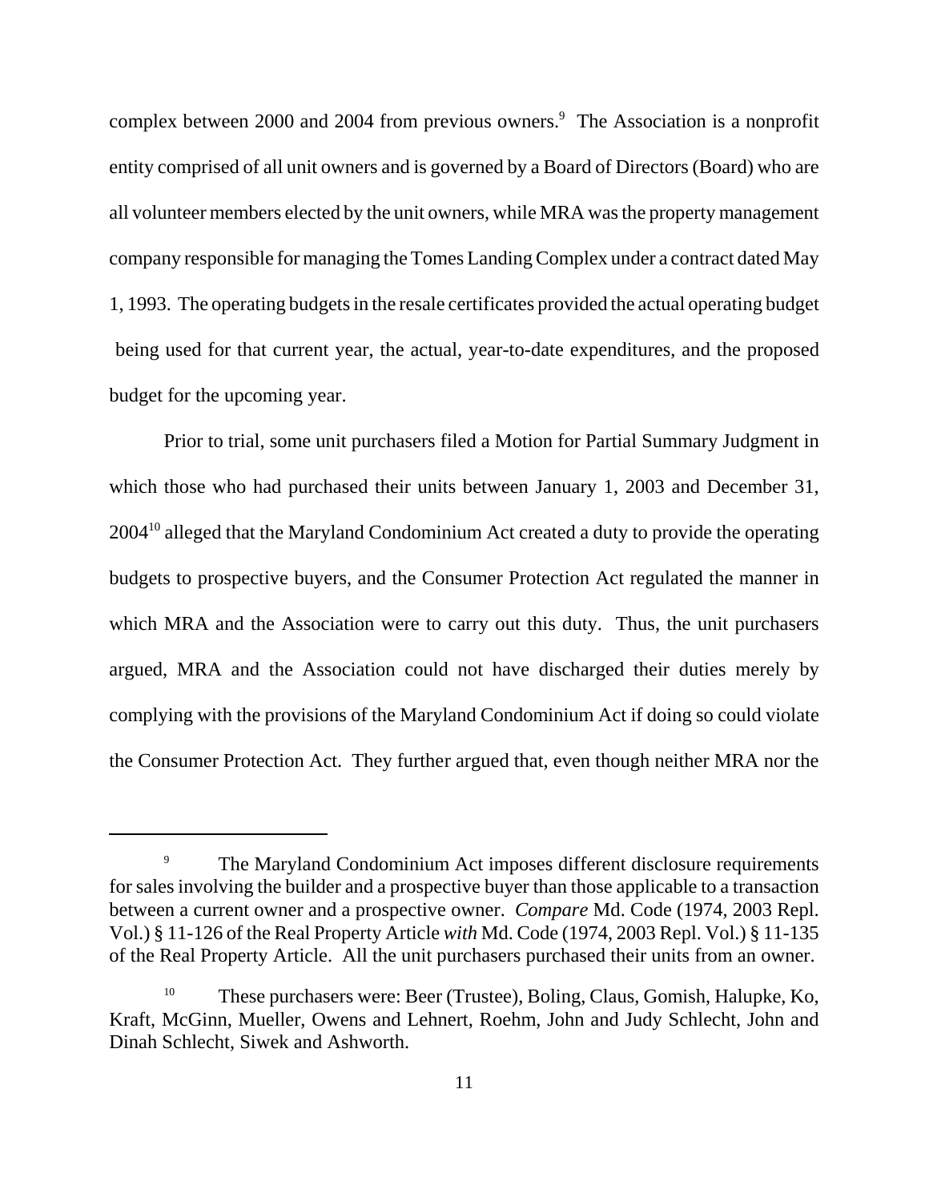complex between 2000 and 2004 from previous owners.[9] The Association is a nonprofit entity comprised of all unit owners and is governed by a Board of Directors (Board) who are all volunteer members elected by the unit owners, while MRA was the property management company responsible for managing the Tomes Landing Complex under a contract dated May 1, 1993. The operating budgets in the resale certificates provided the actual operating budget being used for that current year, the actual, year-to-date expenditures, and the proposed budget for the upcoming year.

Prior to trial, some unit purchasers filed a Motion for Partial Summary Judgment in which those who had purchased their units between January 1, 2003 and December 31, 2004[10] alleged that the Maryland Condominium Act created a duty to provide the operating budgets to prospective buyers, and the Consumer Protection Act regulated the manner in which MRA and the Association were to carry out this duty. Thus, the unit purchasers argued, MRA and the Association could not have discharged their duties merely by complying with the provisions of the Maryland Condominium Act if doing so could violate the Consumer Protection Act. They further argued that, even though neither MRA nor the

---

[9] The Maryland Condominium Act imposes different disclosure requirements for sales involving the builder and a prospective buyer than those applicable to a transaction between a current owner and a prospective owner. *Compare* Md. Code (1974, 2003 Repl. Vol.) § 11-126 of the Real Property Article *with* Md. Code (1974, 2003 Repl. Vol.) § 11-135 of the Real Property Article. All the unit purchasers purchased their units from an owner.

[10] These purchasers were: Beer (Trustee), Boling, Claus, Gomish, Halupke, Ko, Kraft, McGinn, Mueller, Owens and Lehnert, Roehm, John and Judy Schlecht, John and Dinah Schlecht, Siwek and Ashworth.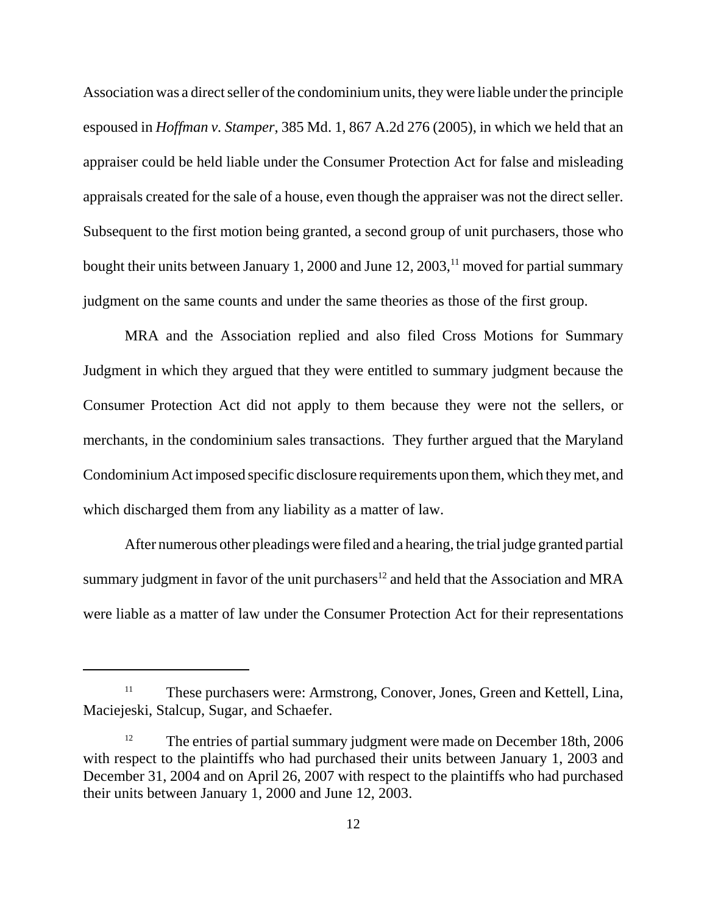Association was a direct seller of the condominium units, they were liable under the principle espoused in *Hoffman v. Stamper*, 385 Md. 1, 867 A.2d 276 (2005), in which we held that an appraiser could be held liable under the Consumer Protection Act for false and misleading appraisals created for the sale of a house, even though the appraiser was not the direct seller. Subsequent to the first motion being granted, a second group of unit purchasers, those who bought their units between January 1, 2000 and June 12, 2003,[11] moved for partial summary judgment on the same counts and under the same theories as those of the first group.

MRA and the Association replied and also filed Cross Motions for Summary Judgment in which they argued that they were entitled to summary judgment because the Consumer Protection Act did not apply to them because they were not the sellers, or merchants, in the condominium sales transactions. They further argued that the Maryland Condominium Act imposed specific disclosure requirements upon them, which they met, and which discharged them from any liability as a matter of law.

After numerous other pleadings were filed and a hearing, the trial judge granted partial summary judgment in favor of the unit purchasers[12] and held that the Association and MRA were liable as a matter of law under the Consumer Protection Act for their representations

---

[11] These purchasers were: Armstrong, Conover, Jones, Green and Kettell, Lina, Maciejeski, Stalcup, Sugar, and Schaefer.

[12] The entries of partial summary judgment were made on December 18th, 2006 with respect to the plaintiffs who had purchased their units between January 1, 2003 and December 31, 2004 and on April 26, 2007 with respect to the plaintiffs who had purchased their units between January 1, 2000 and June 12, 2003.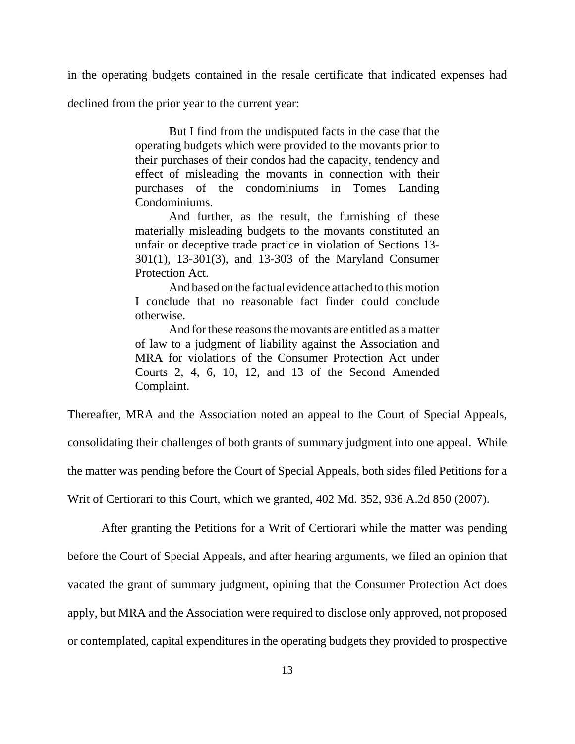in the operating budgets contained in the resale certificate that indicated expenses had declined from the prior year to the current year:

> But I find from the undisputed facts in the case that the operating budgets which were provided to the movants prior to their purchases of their condos had the capacity, tendency and effect of misleading the movants in connection with their purchases of the condominiums in Tomes Landing Condominiums.
>
> And further, as the result, the furnishing of these materially misleading budgets to the movants constituted an unfair or deceptive trade practice in violation of Sections 13-301(1), 13-301(3), and 13-303 of the Maryland Consumer Protection Act.
>
> And based on the factual evidence attached to this motion I conclude that no reasonable fact finder could conclude otherwise.
>
> And for these reasons the movants are entitled as a matter of law to a judgment of liability against the Association and MRA for violations of the Consumer Protection Act under Courts 2, 4, 6, 10, 12, and 13 of the Second Amended Complaint.

Thereafter, MRA and the Association noted an appeal to the Court of Special Appeals, consolidating their challenges of both grants of summary judgment into one appeal. While the matter was pending before the Court of Special Appeals, both sides filed Petitions for a Writ of Certiorari to this Court, which we granted, 402 Md. 352, 936 A.2d 850 (2007).

After granting the Petitions for a Writ of Certiorari while the matter was pending before the Court of Special Appeals, and after hearing arguments, we filed an opinion that vacated the grant of summary judgment, opining that the Consumer Protection Act does apply, but MRA and the Association were required to disclose only approved, not proposed or contemplated, capital expenditures in the operating budgets they provided to prospective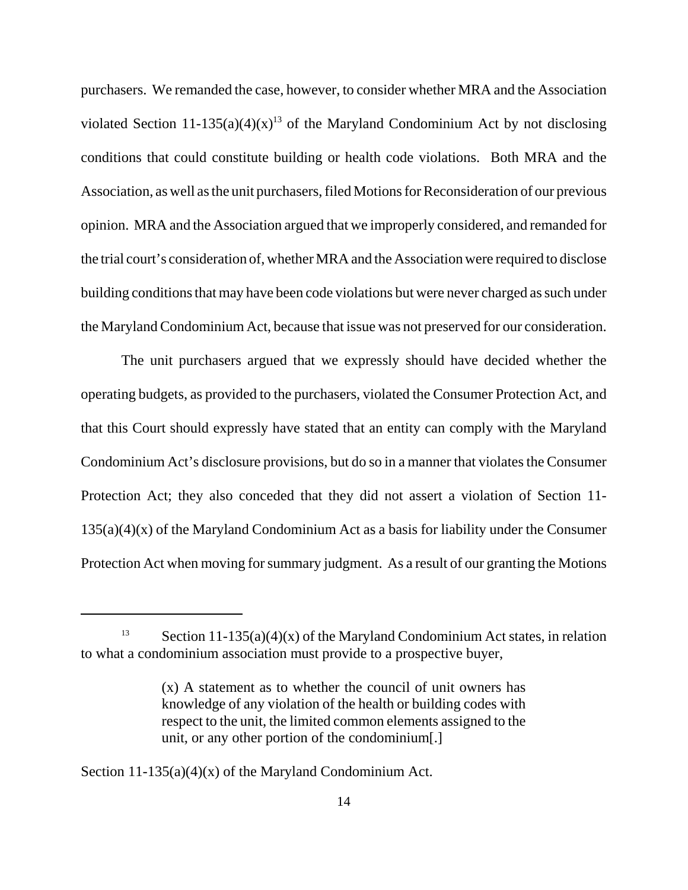purchasers. We remanded the case, however, to consider whether MRA and the Association violated Section 11-135(a)(4)(x)[13] of the Maryland Condominium Act by not disclosing conditions that could constitute building or health code violations. Both MRA and the Association, as well as the unit purchasers, filed Motions for Reconsideration of our previous opinion. MRA and the Association argued that we improperly considered, and remanded for the trial court's consideration of, whether MRA and the Association were required to disclose building conditions that may have been code violations but were never charged as such under the Maryland Condominium Act, because that issue was not preserved for our consideration.

The unit purchasers argued that we expressly should have decided whether the operating budgets, as provided to the purchasers, violated the Consumer Protection Act, and that this Court should expressly have stated that an entity can comply with the Maryland Condominium Act's disclosure provisions, but do so in a manner that violates the Consumer Protection Act; they also conceded that they did not assert a violation of Section 11-135(a)(4)(x) of the Maryland Condominium Act as a basis for liability under the Consumer Protection Act when moving for summary judgment. As a result of our granting the Motions

---

[13] Section 11-135(a)(4)(x) of the Maryland Condominium Act states, in relation to what a condominium association must provide to a prospective buyer,

> (x) A statement as to whether the council of unit owners has knowledge of any violation of the health or building codes with respect to the unit, the limited common elements assigned to the unit, or any other portion of the condominium[.]

Section 11-135(a)(4)(x) of the Maryland Condominium Act.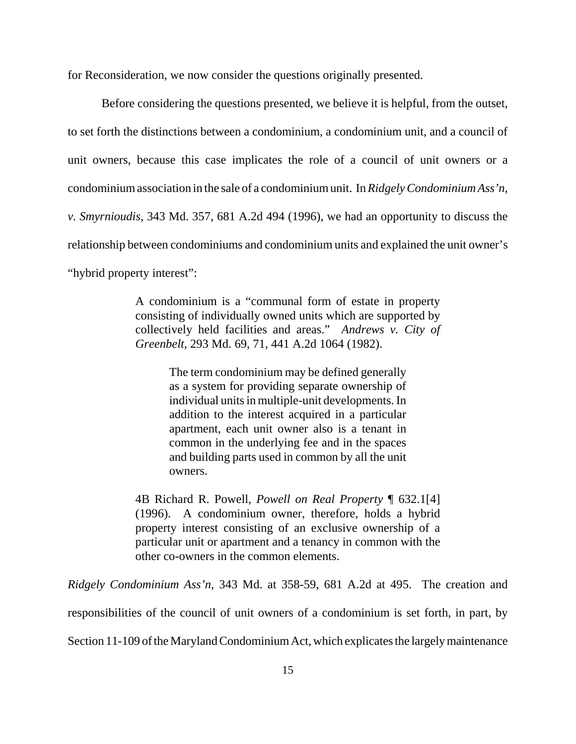for Reconsideration, we now consider the questions originally presented.

Before considering the questions presented, we believe it is helpful, from the outset, to set forth the distinctions between a condominium, a condominium unit, and a council of unit owners, because this case implicates the role of a council of unit owners or a condominium association in the sale of a condominium unit. In *Ridgely Condominium Ass'n, v. Smyrnioudis*, 343 Md. 357, 681 A.2d 494 (1996), we had an opportunity to discuss the relationship between condominiums and condominium units and explained the unit owner's "hybrid property interest":

> A condominium is a "communal form of estate in property consisting of individually owned units which are supported by collectively held facilities and areas." *Andrews v. City of Greenbelt*, 293 Md. 69, 71, 441 A.2d 1064 (1982).
>
>> The term condominium may be defined generally as a system for providing separate ownership of individual units in multiple-unit developments. In addition to the interest acquired in a particular apartment, each unit owner also is a tenant in common in the underlying fee and in the spaces and building parts used in common by all the unit owners.
>
> 4B Richard R. Powell, *Powell on Real Property* ¶ 632.1[4] (1996). A condominium owner, therefore, holds a hybrid property interest consisting of an exclusive ownership of a particular unit or apartment and a tenancy in common with the other co-owners in the common elements.

*Ridgely Condominium Ass'n*, 343 Md. at 358-59, 681 A.2d at 495. The creation and responsibilities of the council of unit owners of a condominium is set forth, in part, by Section 11-109 of the Maryland Condominium Act, which explicates the largely maintenance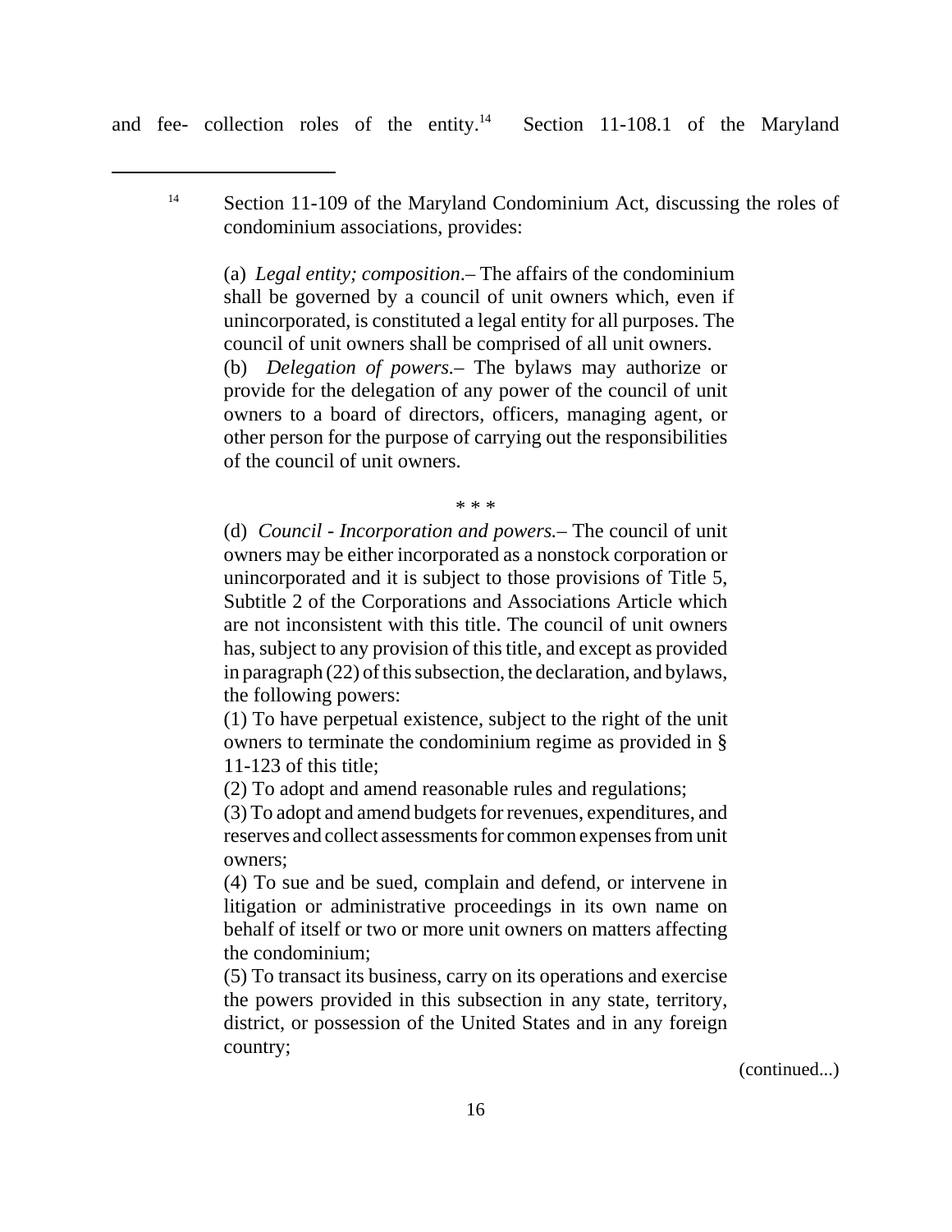and fee- collection roles of the entity.[14] Section 11-108.1 of the Maryland

---

[14] Section 11-109 of the Maryland Condominium Act, discussing the roles of condominium associations, provides:

> (a) *Legal entity; composition*.– The affairs of the condominium shall be governed by a council of unit owners which, even if unincorporated, is constituted a legal entity for all purposes. The council of unit owners shall be comprised of all unit owners.
> (b) *Delegation of powers.*– The bylaws may authorize or provide for the delegation of any power of the council of unit owners to a board of directors, officers, managing agent, or other person for the purpose of carrying out the responsibilities of the council of unit owners.
>
> * * *
>
> (d) *Council - Incorporation and powers.*– The council of unit owners may be either incorporated as a nonstock corporation or unincorporated and it is subject to those provisions of Title 5, Subtitle 2 of the Corporations and Associations Article which are not inconsistent with this title. The council of unit owners has, subject to any provision of this title, and except as provided in paragraph (22) of this subsection, the declaration, and bylaws, the following powers:
> (1) To have perpetual existence, subject to the right of the unit owners to terminate the condominium regime as provided in § 11-123 of this title;
> (2) To adopt and amend reasonable rules and regulations;
> (3) To adopt and amend budgets for revenues, expenditures, and reserves and collect assessments for common expenses from unit owners;
> (4) To sue and be sued, complain and defend, or intervene in litigation or administrative proceedings in its own name on behalf of itself or two or more unit owners on matters affecting the condominium;
> (5) To transact its business, carry on its operations and exercise the powers provided in this subsection in any state, territory, district, or possession of the United States and in any foreign country;

(continued...)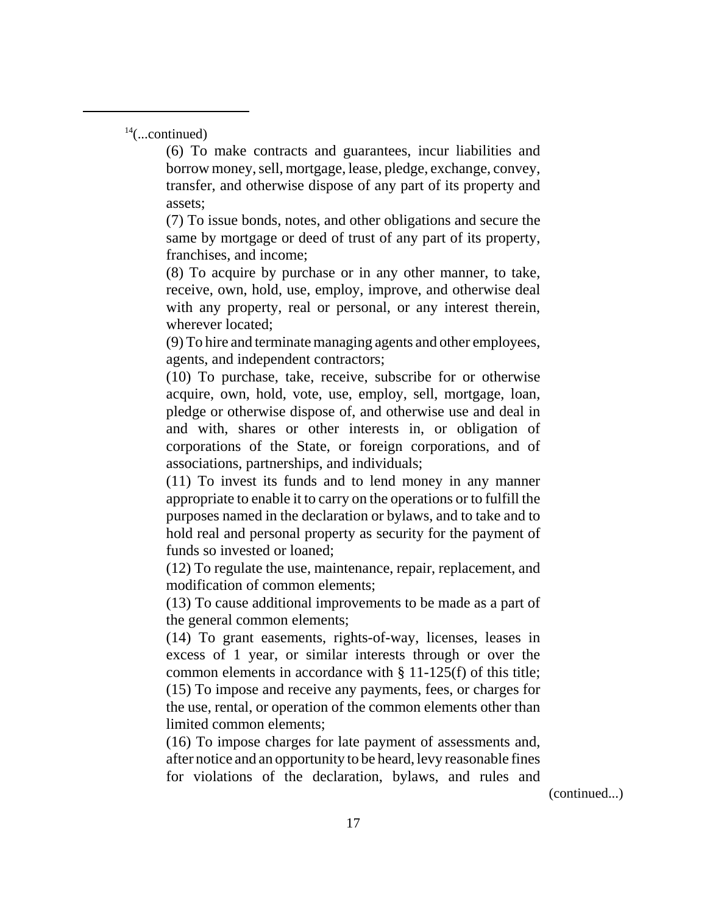[14](...continued)

> (6) To make contracts and guarantees, incur liabilities and borrow money, sell, mortgage, lease, pledge, exchange, convey, transfer, and otherwise dispose of any part of its property and assets;
>
> (7) To issue bonds, notes, and other obligations and secure the same by mortgage or deed of trust of any part of its property, franchises, and income;
>
> (8) To acquire by purchase or in any other manner, to take, receive, own, hold, use, employ, improve, and otherwise deal with any property, real or personal, or any interest therein, wherever located;
>
> (9) To hire and terminate managing agents and other employees, agents, and independent contractors;
>
> (10) To purchase, take, receive, subscribe for or otherwise acquire, own, hold, vote, use, employ, sell, mortgage, loan, pledge or otherwise dispose of, and otherwise use and deal in and with, shares or other interests in, or obligation of corporations of the State, or foreign corporations, and of associations, partnerships, and individuals;
>
> (11) To invest its funds and to lend money in any manner appropriate to enable it to carry on the operations or to fulfill the purposes named in the declaration or bylaws, and to take and to hold real and personal property as security for the payment of funds so invested or loaned;
>
> (12) To regulate the use, maintenance, repair, replacement, and modification of common elements;
>
> (13) To cause additional improvements to be made as a part of the general common elements;
>
> (14) To grant easements, rights-of-way, licenses, leases in excess of 1 year, or similar interests through or over the common elements in accordance with § 11-125(f) of this title;
>
> (15) To impose and receive any payments, fees, or charges for the use, rental, or operation of the common elements other than limited common elements;
>
> (16) To impose charges for late payment of assessments and, after notice and an opportunity to be heard, levy reasonable fines for violations of the declaration, bylaws, and rules and

(continued...)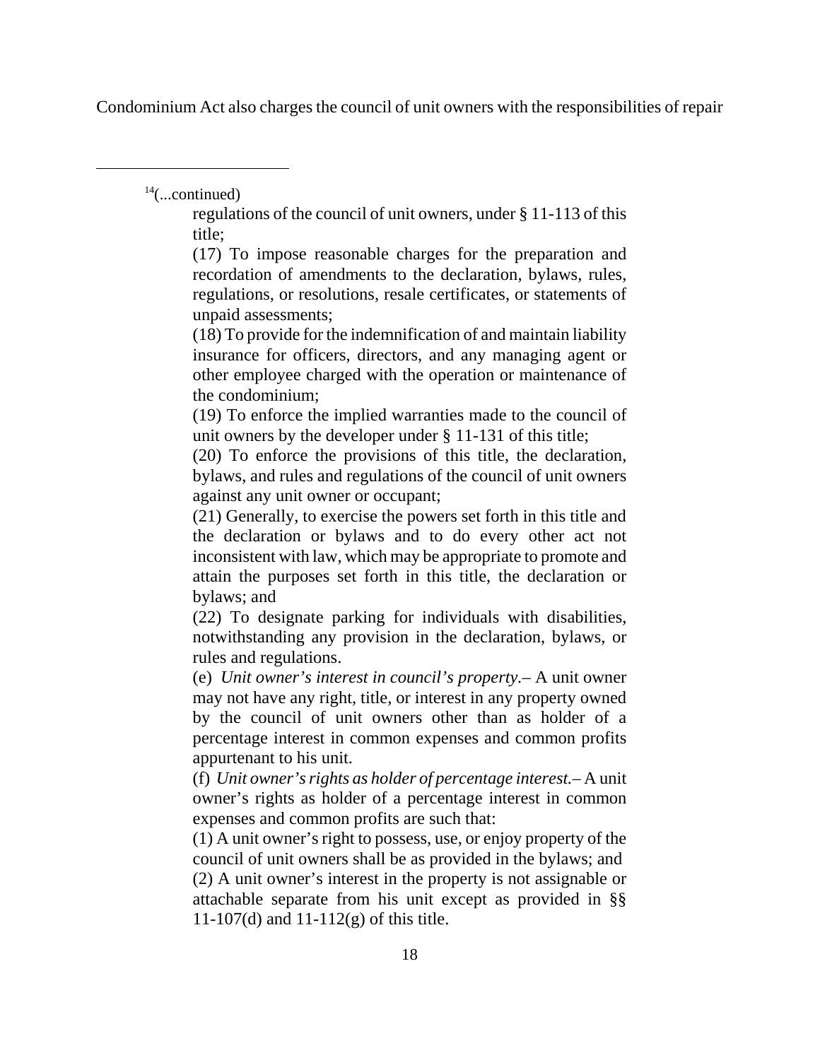Condominium Act also charges the council of unit owners with the responsibilities of repair

---

[14](...continued)

> regulations of the council of unit owners, under § 11-113 of this title;
>
> (17) To impose reasonable charges for the preparation and recordation of amendments to the declaration, bylaws, rules, regulations, or resolutions, resale certificates, or statements of unpaid assessments;
>
> (18) To provide for the indemnification of and maintain liability insurance for officers, directors, and any managing agent or other employee charged with the operation or maintenance of the condominium;
>
> (19) To enforce the implied warranties made to the council of unit owners by the developer under § 11-131 of this title;
>
> (20) To enforce the provisions of this title, the declaration, bylaws, and rules and regulations of the council of unit owners against any unit owner or occupant;
>
> (21) Generally, to exercise the powers set forth in this title and the declaration or bylaws and to do every other act not inconsistent with law, which may be appropriate to promote and attain the purposes set forth in this title, the declaration or bylaws; and
>
> (22) To designate parking for individuals with disabilities, notwithstanding any provision in the declaration, bylaws, or rules and regulations.
>
> (e) *Unit owner's interest in council's property.*– A unit owner may not have any right, title, or interest in any property owned by the council of unit owners other than as holder of a percentage interest in common expenses and common profits appurtenant to his unit.
>
> (f) *Unit owner's rights as holder of percentage interest.*– A unit owner's rights as holder of a percentage interest in common expenses and common profits are such that:
>
> (1) A unit owner's right to possess, use, or enjoy property of the council of unit owners shall be as provided in the bylaws; and
>
> (2) A unit owner's interest in the property is not assignable or attachable separate from his unit except as provided in §§ 11-107(d) and 11-112(g) of this title.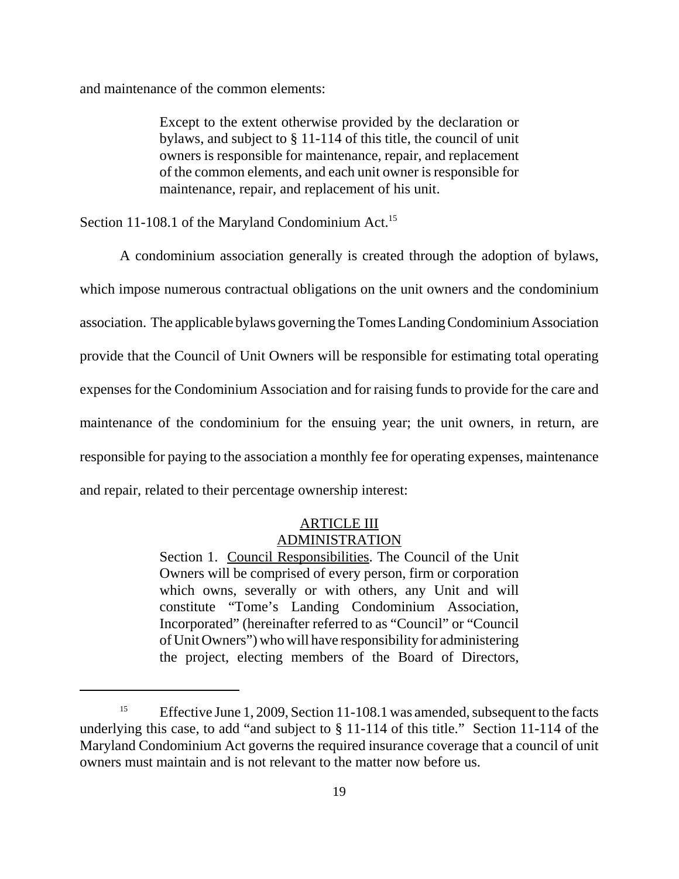and maintenance of the common elements:

> Except to the extent otherwise provided by the declaration or bylaws, and subject to § 11-114 of this title, the council of unit owners is responsible for maintenance, repair, and replacement of the common elements, and each unit owner is responsible for maintenance, repair, and replacement of his unit.

Section 11-108.1 of the Maryland Condominium Act.[15]

A condominium association generally is created through the adoption of bylaws, which impose numerous contractual obligations on the unit owners and the condominium association. The applicable bylaws governing the Tomes Landing Condominium Association provide that the Council of Unit Owners will be responsible for estimating total operating expenses for the Condominium Association and for raising funds to provide for the care and maintenance of the condominium for the ensuing year; the unit owners, in return, are responsible for paying to the association a monthly fee for operating expenses, maintenance and repair, related to their percentage ownership interest:

> <u>ARTICLE III</u>
> <u>ADMINISTRATION</u>
>
> Section 1. <u>Council Responsibilities</u>. The Council of the Unit Owners will be comprised of every person, firm or corporation which owns, severally or with others, any Unit and will constitute "Tome's Landing Condominium Association, Incorporated" (hereinafter referred to as "Council" or "Council of Unit Owners") who will have responsibility for administering the project, electing members of the Board of Directors,

---

[15] Effective June 1, 2009, Section 11-108.1 was amended, subsequent to the facts underlying this case, to add "and subject to § 11-114 of this title." Section 11-114 of the Maryland Condominium Act governs the required insurance coverage that a council of unit owners must maintain and is not relevant to the matter now before us.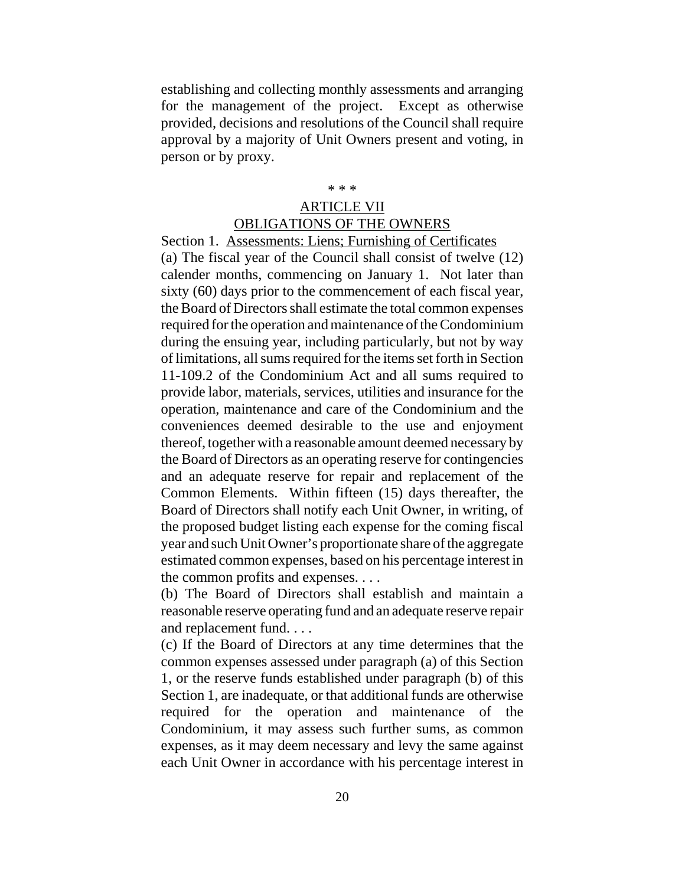establishing and collecting monthly assessments and arranging for the management of the project. Except as otherwise provided, decisions and resolutions of the Council shall require approval by a majority of Unit Owners present and voting, in person or by proxy.

\* \* \*

ARTICLE VII
OBLIGATIONS OF THE OWNERS

Section 1. Assessments: Liens; Furnishing of Certificates

(a) The fiscal year of the Council shall consist of twelve (12) calender months, commencing on January 1. Not later than sixty (60) days prior to the commencement of each fiscal year, the Board of Directors shall estimate the total common expenses required for the operation and maintenance of the Condominium during the ensuing year, including particularly, but not by way of limitations, all sums required for the items set forth in Section 11-109.2 of the Condominium Act and all sums required to provide labor, materials, services, utilities and insurance for the operation, maintenance and care of the Condominium and the conveniences deemed desirable to the use and enjoyment thereof, together with a reasonable amount deemed necessary by the Board of Directors as an operating reserve for contingencies and an adequate reserve for repair and replacement of the Common Elements. Within fifteen (15) days thereafter, the Board of Directors shall notify each Unit Owner, in writing, of the proposed budget listing each expense for the coming fiscal year and such Unit Owner's proportionate share of the aggregate estimated common expenses, based on his percentage interest in the common profits and expenses. . . .

(b) The Board of Directors shall establish and maintain a reasonable reserve operating fund and an adequate reserve repair and replacement fund. . . .

(c) If the Board of Directors at any time determines that the common expenses assessed under paragraph (a) of this Section 1, or the reserve funds established under paragraph (b) of this Section 1, are inadequate, or that additional funds are otherwise required for the operation and maintenance of the Condominium, it may assess such further sums, as common expenses, as it may deem necessary and levy the same against each Unit Owner in accordance with his percentage interest in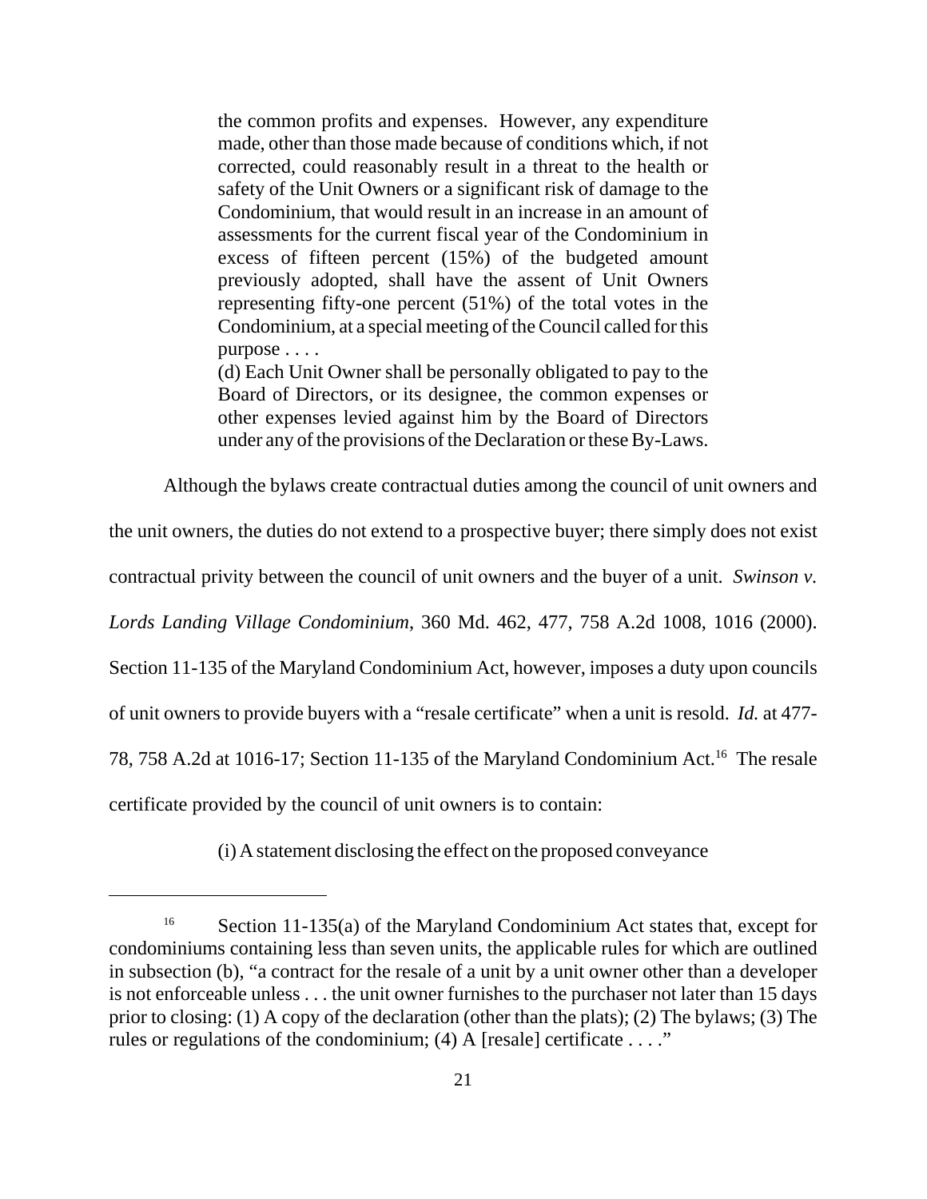> the common profits and expenses. However, any expenditure made, other than those made because of conditions which, if not corrected, could reasonably result in a threat to the health or safety of the Unit Owners or a significant risk of damage to the Condominium, that would result in an increase in an amount of assessments for the current fiscal year of the Condominium in excess of fifteen percent (15%) of the budgeted amount previously adopted, shall have the assent of Unit Owners representing fifty-one percent (51%) of the total votes in the Condominium, at a special meeting of the Council called for this purpose . . . .
>
> (d) Each Unit Owner shall be personally obligated to pay to the Board of Directors, or its designee, the common expenses or other expenses levied against him by the Board of Directors under any of the provisions of the Declaration or these By-Laws.

Although the bylaws create contractual duties among the council of unit owners and the unit owners, the duties do not extend to a prospective buyer; there simply does not exist contractual privity between the council of unit owners and the buyer of a unit. *Swinson v. Lords Landing Village Condominium*, 360 Md. 462, 477, 758 A.2d 1008, 1016 (2000). Section 11-135 of the Maryland Condominium Act, however, imposes a duty upon councils of unit owners to provide buyers with a "resale certificate" when a unit is resold. *Id.* at 477-78, 758 A.2d at 1016-17; Section 11-135 of the Maryland Condominium Act.[16] The resale certificate provided by the council of unit owners is to contain:

> (i) A statement disclosing the effect on the proposed conveyance

---

[16] Section 11-135(a) of the Maryland Condominium Act states that, except for condominiums containing less than seven units, the applicable rules for which are outlined in subsection (b), "a contract for the resale of a unit by a unit owner other than a developer is not enforceable unless . . . the unit owner furnishes to the purchaser not later than 15 days prior to closing: (1) A copy of the declaration (other than the plats); (2) The bylaws; (3) The rules or regulations of the condominium; (4) A [resale] certificate . . . ."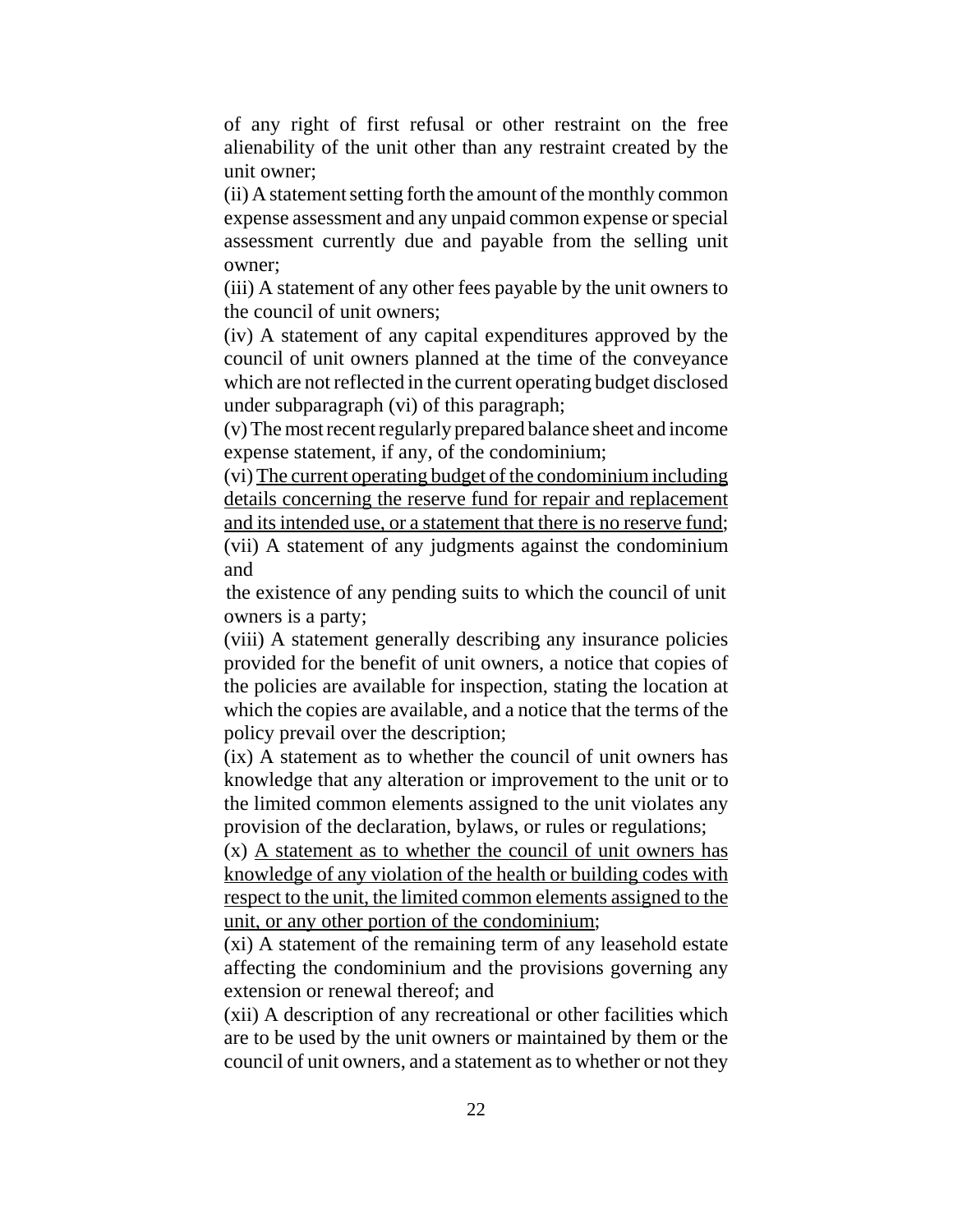of any right of first refusal or other restraint on the free alienability of the unit other than any restraint created by the unit owner;

(ii) A statement setting forth the amount of the monthly common expense assessment and any unpaid common expense or special assessment currently due and payable from the selling unit owner;

(iii) A statement of any other fees payable by the unit owners to the council of unit owners;

(iv) A statement of any capital expenditures approved by the council of unit owners planned at the time of the conveyance which are not reflected in the current operating budget disclosed under subparagraph (vi) of this paragraph;

(v) The most recent regularly prepared balance sheet and income expense statement, if any, of the condominium;

(vi) <u>The current operating budget of the condominium including details concerning the reserve fund for repair and replacement and its intended use, or a statement that there is no reserve fund</u>;

(vii) A statement of any judgments against the condominium and the existence of any pending suits to which the council of unit owners is a party;

(viii) A statement generally describing any insurance policies provided for the benefit of unit owners, a notice that copies of the policies are available for inspection, stating the location at which the copies are available, and a notice that the terms of the policy prevail over the description;

(ix) A statement as to whether the council of unit owners has knowledge that any alteration or improvement to the unit or to the limited common elements assigned to the unit violates any provision of the declaration, bylaws, or rules or regulations;

(x) <u>A statement as to whether the council of unit owners has knowledge of any violation of the health or building codes with respect to the unit, the limited common elements assigned to the unit, or any other portion of the condominium</u>;

(xi) A statement of the remaining term of any leasehold estate affecting the condominium and the provisions governing any extension or renewal thereof; and

(xii) A description of any recreational or other facilities which are to be used by the unit owners or maintained by them or the council of unit owners, and a statement as to whether or not they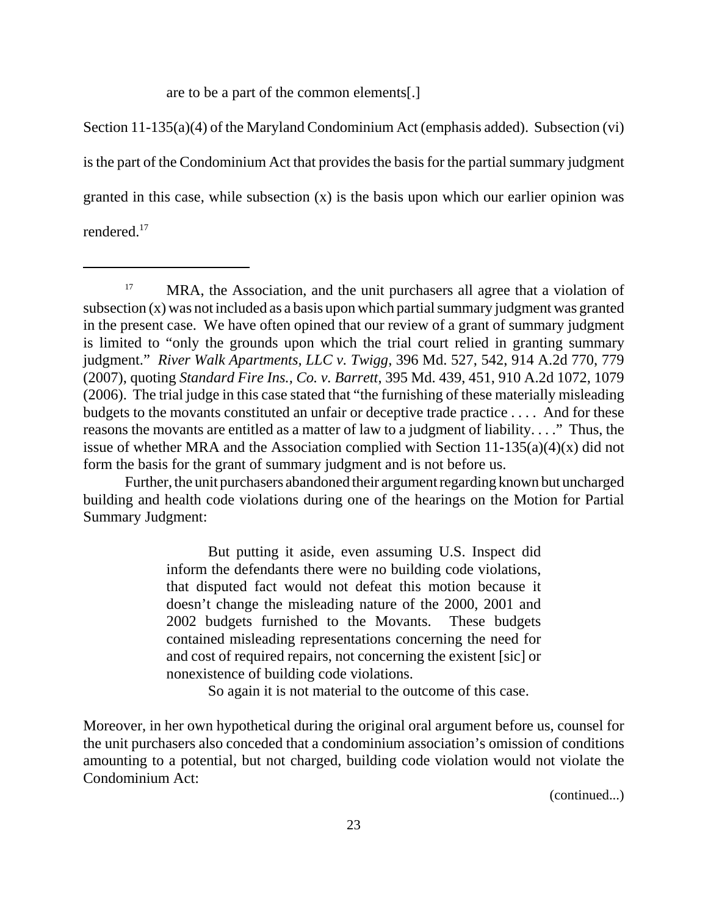are to be a part of the common elements[.]

Section 11-135(a)(4) of the Maryland Condominium Act (emphasis added). Subsection (vi) is the part of the Condominium Act that provides the basis for the partial summary judgment granted in this case, while subsection (x) is the basis upon which our earlier opinion was rendered.[17]

---

[17] MRA, the Association, and the unit purchasers all agree that a violation of subsection (x) was not included as a basis upon which partial summary judgment was granted in the present case. We have often opined that our review of a grant of summary judgment is limited to "only the grounds upon which the trial court relied in granting summary judgment." *River Walk Apartments, LLC v. Twigg*, 396 Md. 527, 542, 914 A.2d 770, 779 (2007), quoting *Standard Fire Ins., Co. v. Barrett*, 395 Md. 439, 451, 910 A.2d 1072, 1079 (2006). The trial judge in this case stated that "the furnishing of these materially misleading budgets to the movants constituted an unfair or deceptive trade practice . . . . And for these reasons the movants are entitled as a matter of law to a judgment of liability. . . ." Thus, the issue of whether MRA and the Association complied with Section 11-135(a)(4)(x) did not form the basis for the grant of summary judgment and is not before us.

Further, the unit purchasers abandoned their argument regarding known but uncharged building and health code violations during one of the hearings on the Motion for Partial Summary Judgment:

> But putting it aside, even assuming U.S. Inspect did inform the defendants there were no building code violations, that disputed fact would not defeat this motion because it doesn't change the misleading nature of the 2000, 2001 and 2002 budgets furnished to the Movants. These budgets contained misleading representations concerning the need for and cost of required repairs, not concerning the existent [sic] or nonexistence of building code violations.
>
> So again it is not material to the outcome of this case.

Moreover, in her own hypothetical during the original oral argument before us, counsel for the unit purchasers also conceded that a condominium association's omission of conditions amounting to a potential, but not charged, building code violation would not violate the Condominium Act:

(continued...)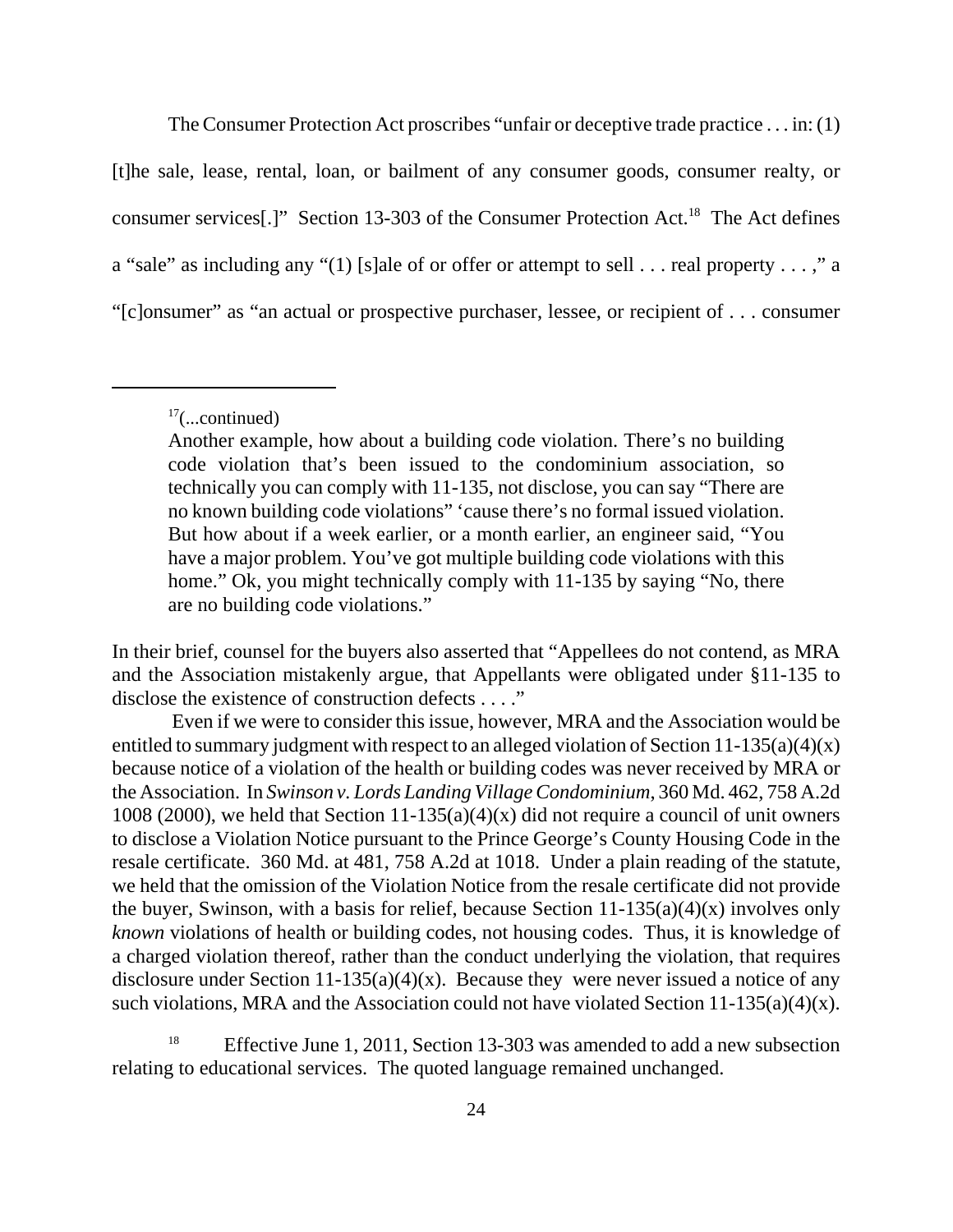The Consumer Protection Act proscribes "unfair or deceptive trade practice . . . in: (1) [t]he sale, lease, rental, loan, or bailment of any consumer goods, consumer realty, or consumer services[.]" Section 13-303 of the Consumer Protection Act.[18] The Act defines a "sale" as including any "(1) [s]ale of or offer or attempt to sell . . . real property . . . ," a "[c]onsumer" as "an actual or prospective purchaser, lessee, or recipient of . . . consumer

---

[17](...continued)

> Another example, how about a building code violation. There's no building code violation that's been issued to the condominium association, so technically you can comply with 11-135, not disclose, you can say "There are no known building code violations" 'cause there's no formal issued violation. But how about if a week earlier, or a month earlier, an engineer said, "You have a major problem. You've got multiple building code violations with this home." Ok, you might technically comply with 11-135 by saying "No, there are no building code violations."

In their brief, counsel for the buyers also asserted that "Appellees do not contend, as MRA and the Association mistakenly argue, that Appellants were obligated under §11-135 to disclose the existence of construction defects . . . ."

Even if we were to consider this issue, however, MRA and the Association would be entitled to summary judgment with respect to an alleged violation of Section 11-135(a)(4)(x) because notice of a violation of the health or building codes was never received by MRA or the Association. In *Swinson v. Lords Landing Village Condominium*, 360 Md. 462, 758 A.2d 1008 (2000), we held that Section 11-135(a)(4)(x) did not require a council of unit owners to disclose a Violation Notice pursuant to the Prince George's County Housing Code in the resale certificate. 360 Md. at 481, 758 A.2d at 1018. Under a plain reading of the statute, we held that the omission of the Violation Notice from the resale certificate did not provide the buyer, Swinson, with a basis for relief, because Section 11-135(a)(4)(x) involves only *known* violations of health or building codes, not housing codes. Thus, it is knowledge of a charged violation thereof, rather than the conduct underlying the violation, that requires disclosure under Section 11-135(a)(4)(x). Because they were never issued a notice of any such violations, MRA and the Association could not have violated Section 11-135(a)(4)(x).

[18] Effective June 1, 2011, Section 13-303 was amended to add a new subsection relating to educational services. The quoted language remained unchanged.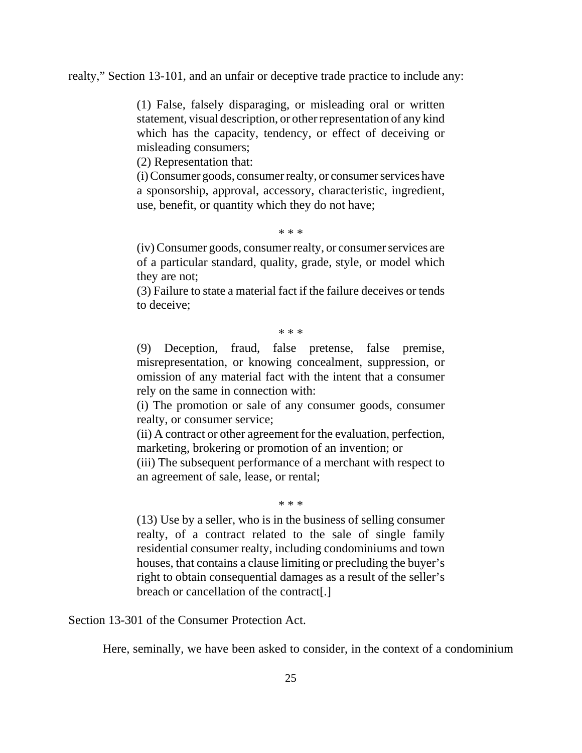realty," Section 13-101, and an unfair or deceptive trade practice to include any:

> (1) False, falsely disparaging, or misleading oral or written statement, visual description, or other representation of any kind which has the capacity, tendency, or effect of deceiving or misleading consumers;
>
> (2) Representation that:
>
> (i) Consumer goods, consumer realty, or consumer services have a sponsorship, approval, accessory, characteristic, ingredient, use, benefit, or quantity which they do not have;
>
> * * *
>
> (iv) Consumer goods, consumer realty, or consumer services are of a particular standard, quality, grade, style, or model which they are not;
>
> (3) Failure to state a material fact if the failure deceives or tends to deceive;
>
> * * *
>
> (9) Deception, fraud, false pretense, false premise, misrepresentation, or knowing concealment, suppression, or omission of any material fact with the intent that a consumer rely on the same in connection with:
>
> (i) The promotion or sale of any consumer goods, consumer realty, or consumer service;
>
> (ii) A contract or other agreement for the evaluation, perfection, marketing, brokering or promotion of an invention; or
>
> (iii) The subsequent performance of a merchant with respect to an agreement of sale, lease, or rental;
>
> * * *
>
> (13) Use by a seller, who is in the business of selling consumer realty, of a contract related to the sale of single family residential consumer realty, including condominiums and town houses, that contains a clause limiting or precluding the buyer's right to obtain consequential damages as a result of the seller's breach or cancellation of the contract[.]

Section 13-301 of the Consumer Protection Act.

Here, seminally, we have been asked to consider, in the context of a condominium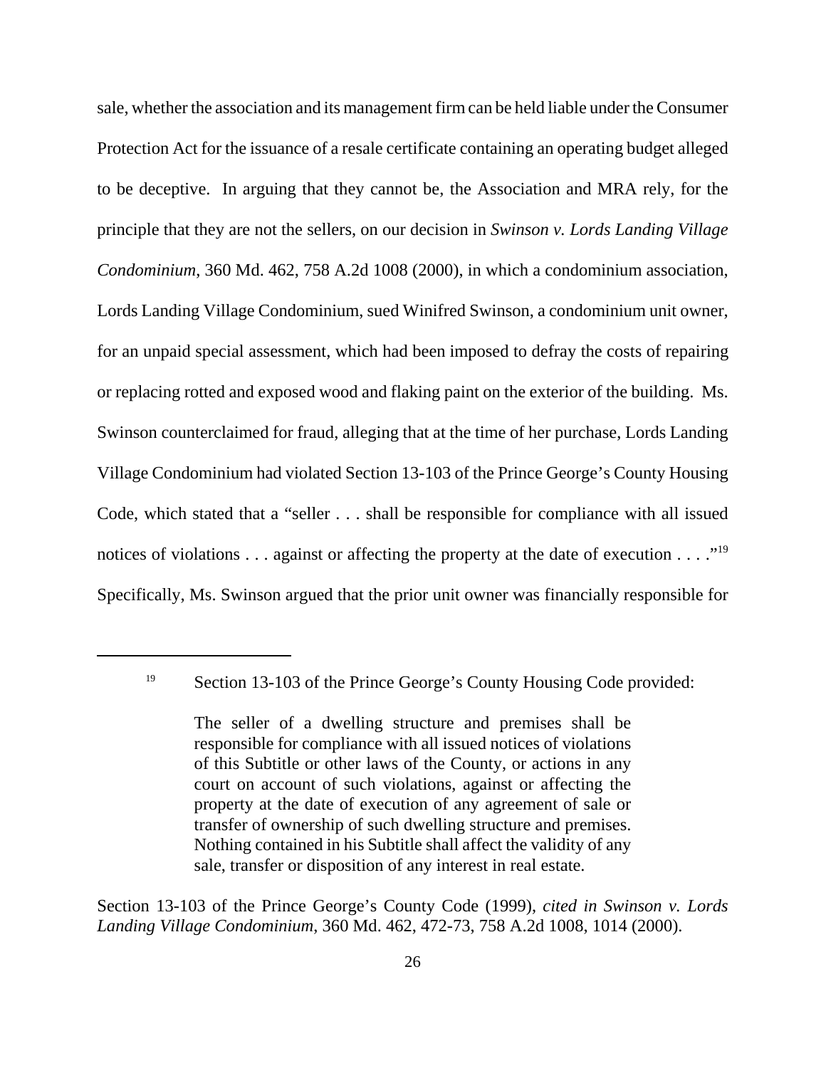sale, whether the association and its management firm can be held liable under the Consumer Protection Act for the issuance of a resale certificate containing an operating budget alleged to be deceptive. In arguing that they cannot be, the Association and MRA rely, for the principle that they are not the sellers, on our decision in *Swinson v. Lords Landing Village Condominium,* 360 Md. 462, 758 A.2d 1008 (2000), in which a condominium association, Lords Landing Village Condominium, sued Winifred Swinson, a condominium unit owner, for an unpaid special assessment, which had been imposed to defray the costs of repairing or replacing rotted and exposed wood and flaking paint on the exterior of the building. Ms. Swinson counterclaimed for fraud, alleging that at the time of her purchase, Lords Landing Village Condominium had violated Section 13-103 of the Prince George's County Housing Code, which stated that a "seller . . . shall be responsible for compliance with all issued notices of violations . . . against or affecting the property at the date of execution . . . ."[19] Specifically, Ms. Swinson argued that the prior unit owner was financially responsible for

---

[19] Section 13-103 of the Prince George's County Housing Code provided:

> The seller of a dwelling structure and premises shall be responsible for compliance with all issued notices of violations of this Subtitle or other laws of the County, or actions in any court on account of such violations, against or affecting the property at the date of execution of any agreement of sale or transfer of ownership of such dwelling structure and premises. Nothing contained in his Subtitle shall affect the validity of any sale, transfer or disposition of any interest in real estate.

Section 13-103 of the Prince George's County Code (1999), *cited in Swinson v. Lords Landing Village Condominium*, 360 Md. 462, 472-73, 758 A.2d 1008, 1014 (2000).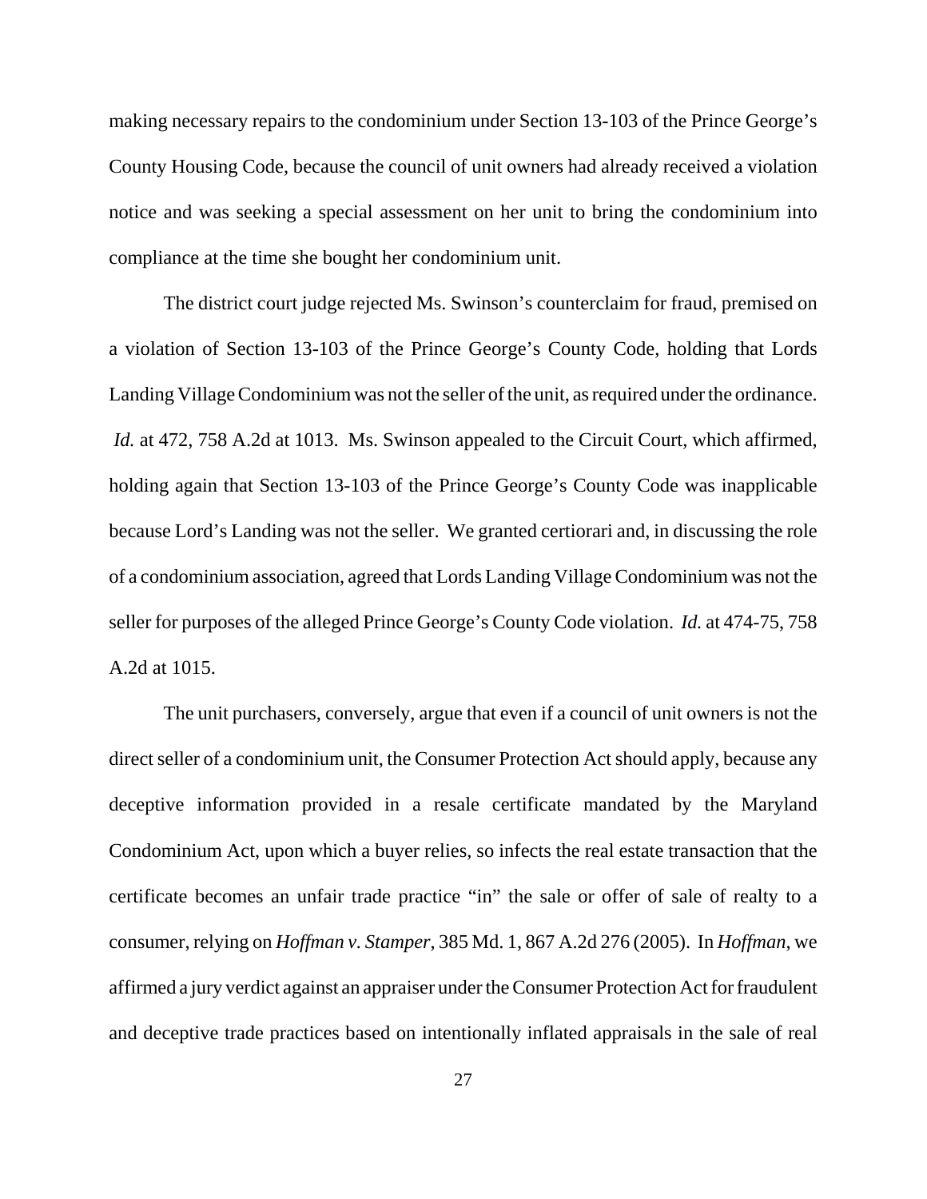making necessary repairs to the condominium under Section 13-103 of the Prince George's County Housing Code, because the council of unit owners had already received a violation notice and was seeking a special assessment on her unit to bring the condominium into compliance at the time she bought her condominium unit.

The district court judge rejected Ms. Swinson's counterclaim for fraud, premised on a violation of Section 13-103 of the Prince George's County Code, holding that Lords Landing Village Condominium was not the seller of the unit, as required under the ordinance. *Id.* at 472, 758 A.2d at 1013. Ms. Swinson appealed to the Circuit Court, which affirmed, holding again that Section 13-103 of the Prince George's County Code was inapplicable because Lord's Landing was not the seller. We granted certiorari and, in discussing the role of a condominium association, agreed that Lords Landing Village Condominium was not the seller for purposes of the alleged Prince George's County Code violation. *Id.* at 474-75, 758 A.2d at 1015.

The unit purchasers, conversely, argue that even if a council of unit owners is not the direct seller of a condominium unit, the Consumer Protection Act should apply, because any deceptive information provided in a resale certificate mandated by the Maryland Condominium Act, upon which a buyer relies, so infects the real estate transaction that the certificate becomes an unfair trade practice "in" the sale or offer of sale of realty to a consumer, relying on *Hoffman v. Stamper*, 385 Md. 1, 867 A.2d 276 (2005). In *Hoffman*, we affirmed a jury verdict against an appraiser under the Consumer Protection Act for fraudulent and deceptive trade practices based on intentionally inflated appraisals in the sale of real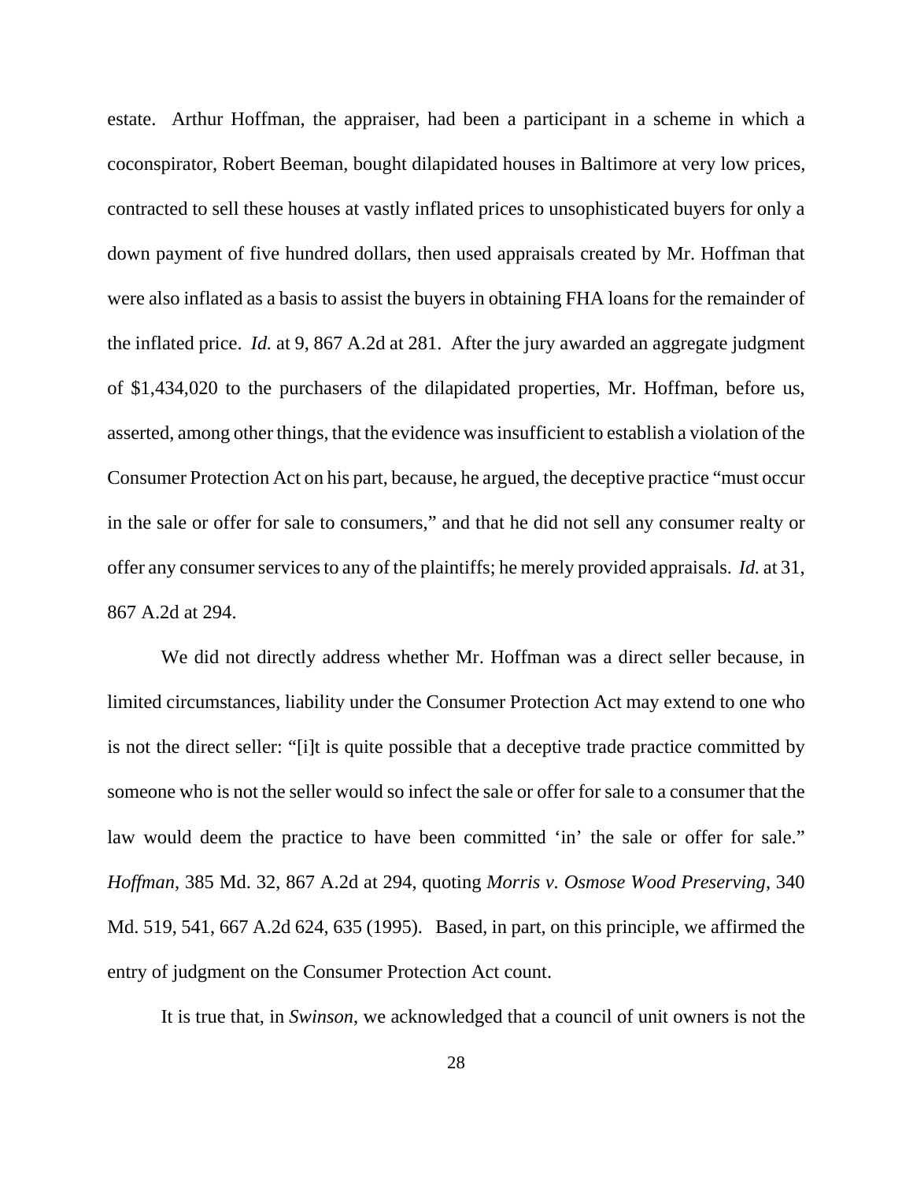estate. Arthur Hoffman, the appraiser, had been a participant in a scheme in which a coconspirator, Robert Beeman, bought dilapidated houses in Baltimore at very low prices, contracted to sell these houses at vastly inflated prices to unsophisticated buyers for only a down payment of five hundred dollars, then used appraisals created by Mr. Hoffman that were also inflated as a basis to assist the buyers in obtaining FHA loans for the remainder of the inflated price. *Id.* at 9, 867 A.2d at 281. After the jury awarded an aggregate judgment of $1,434,020 to the purchasers of the dilapidated properties, Mr. Hoffman, before us, asserted, among other things, that the evidence was insufficient to establish a violation of the Consumer Protection Act on his part, because, he argued, the deceptive practice "must occur in the sale or offer for sale to consumers," and that he did not sell any consumer realty or offer any consumer services to any of the plaintiffs; he merely provided appraisals. *Id.* at 31, 867 A.2d at 294.

We did not directly address whether Mr. Hoffman was a direct seller because, in limited circumstances, liability under the Consumer Protection Act may extend to one who is not the direct seller: "[i]t is quite possible that a deceptive trade practice committed by someone who is not the seller would so infect the sale or offer for sale to a consumer that the law would deem the practice to have been committed 'in' the sale or offer for sale." *Hoffman*, 385 Md. 32, 867 A.2d at 294, quoting *Morris v. Osmose Wood Preserving*, 340 Md. 519, 541, 667 A.2d 624, 635 (1995). Based, in part, on this principle, we affirmed the entry of judgment on the Consumer Protection Act count.

It is true that, in *Swinson*, we acknowledged that a council of unit owners is not the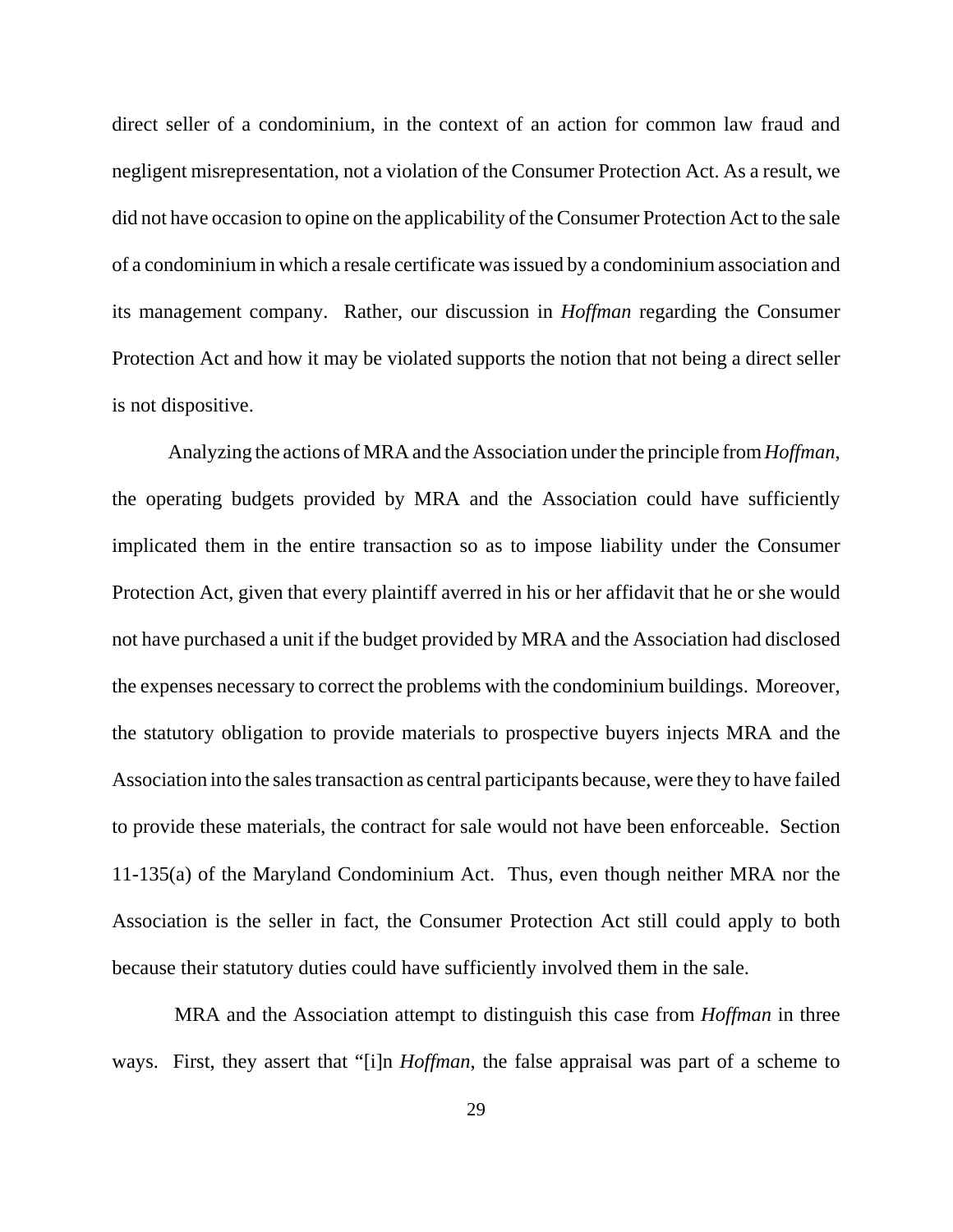direct seller of a condominium, in the context of an action for common law fraud and negligent misrepresentation, not a violation of the Consumer Protection Act. As a result, we did not have occasion to opine on the applicability of the Consumer Protection Act to the sale of a condominium in which a resale certificate was issued by a condominium association and its management company. Rather, our discussion in *Hoffman* regarding the Consumer Protection Act and how it may be violated supports the notion that not being a direct seller is not dispositive.

Analyzing the actions of MRA and the Association under the principle from *Hoffman*, the operating budgets provided by MRA and the Association could have sufficiently implicated them in the entire transaction so as to impose liability under the Consumer Protection Act, given that every plaintiff averred in his or her affidavit that he or she would not have purchased a unit if the budget provided by MRA and the Association had disclosed the expenses necessary to correct the problems with the condominium buildings. Moreover, the statutory obligation to provide materials to prospective buyers injects MRA and the Association into the sales transaction as central participants because, were they to have failed to provide these materials, the contract for sale would not have been enforceable. Section 11-135(a) of the Maryland Condominium Act. Thus, even though neither MRA nor the Association is the seller in fact, the Consumer Protection Act still could apply to both because their statutory duties could have sufficiently involved them in the sale.

MRA and the Association attempt to distinguish this case from *Hoffman* in three ways. First, they assert that "[i]n *Hoffman*, the false appraisal was part of a scheme to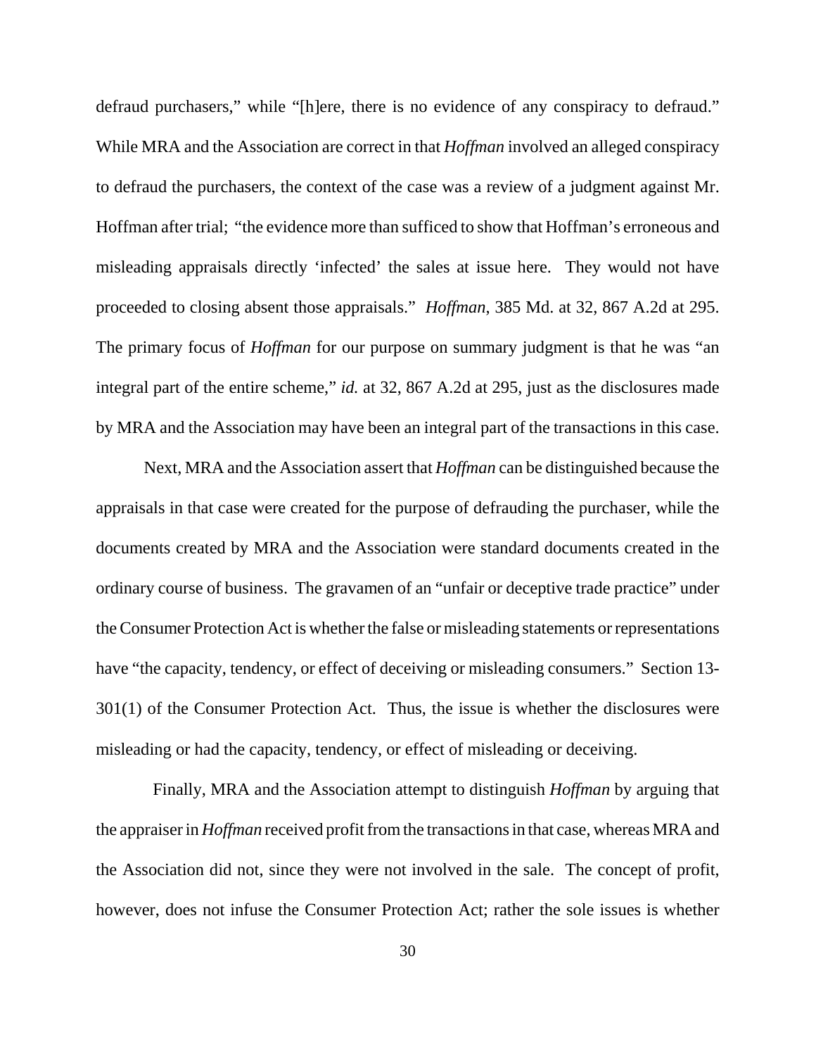defraud purchasers," while "[h]ere, there is no evidence of any conspiracy to defraud." While MRA and the Association are correct in that *Hoffman* involved an alleged conspiracy to defraud the purchasers, the context of the case was a review of a judgment against Mr. Hoffman after trial; "the evidence more than sufficed to show that Hoffman's erroneous and misleading appraisals directly 'infected' the sales at issue here. They would not have proceeded to closing absent those appraisals." *Hoffman*, 385 Md. at 32, 867 A.2d at 295. The primary focus of *Hoffman* for our purpose on summary judgment is that he was "an integral part of the entire scheme," *id.* at 32, 867 A.2d at 295, just as the disclosures made by MRA and the Association may have been an integral part of the transactions in this case.

Next, MRA and the Association assert that *Hoffman* can be distinguished because the appraisals in that case were created for the purpose of defrauding the purchaser, while the documents created by MRA and the Association were standard documents created in the ordinary course of business. The gravamen of an "unfair or deceptive trade practice" under the Consumer Protection Act is whether the false or misleading statements or representations have "the capacity, tendency, or effect of deceiving or misleading consumers." Section 13-301(1) of the Consumer Protection Act. Thus, the issue is whether the disclosures were misleading or had the capacity, tendency, or effect of misleading or deceiving.

Finally, MRA and the Association attempt to distinguish *Hoffman* by arguing that the appraiser in *Hoffman* received profit from the transactions in that case, whereas MRA and the Association did not, since they were not involved in the sale. The concept of profit, however, does not infuse the Consumer Protection Act; rather the sole issues is whether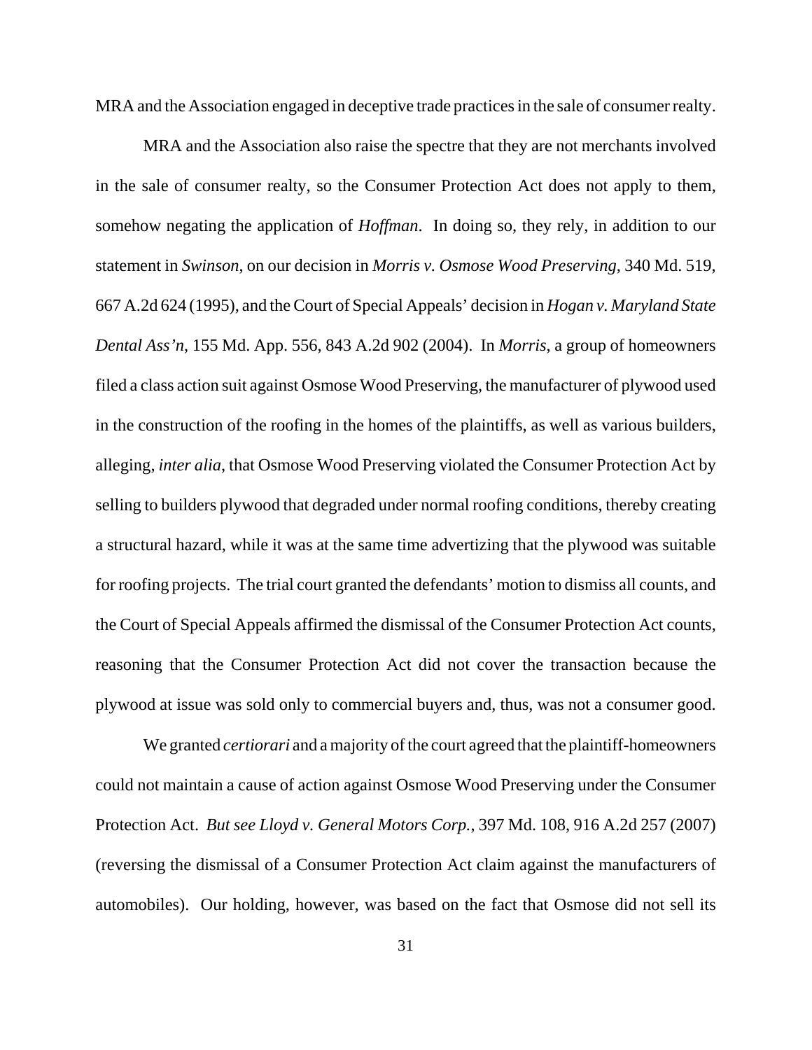MRA and the Association engaged in deceptive trade practices in the sale of consumer realty.

MRA and the Association also raise the spectre that they are not merchants involved in the sale of consumer realty, so the Consumer Protection Act does not apply to them, somehow negating the application of *Hoffman*. In doing so, they rely, in addition to our statement in *Swinson*, on our decision in *Morris v. Osmose Wood Preserving*, 340 Md. 519, 667 A.2d 624 (1995), and the Court of Special Appeals' decision in *Hogan v. Maryland State Dental Ass'n*, 155 Md. App. 556, 843 A.2d 902 (2004). In *Morris*, a group of homeowners filed a class action suit against Osmose Wood Preserving, the manufacturer of plywood used in the construction of the roofing in the homes of the plaintiffs, as well as various builders, alleging, *inter alia*, that Osmose Wood Preserving violated the Consumer Protection Act by selling to builders plywood that degraded under normal roofing conditions, thereby creating a structural hazard, while it was at the same time advertizing that the plywood was suitable for roofing projects. The trial court granted the defendants' motion to dismiss all counts, and the Court of Special Appeals affirmed the dismissal of the Consumer Protection Act counts, reasoning that the Consumer Protection Act did not cover the transaction because the plywood at issue was sold only to commercial buyers and, thus, was not a consumer good.

We granted *certiorari* and a majority of the court agreed that the plaintiff-homeowners could not maintain a cause of action against Osmose Wood Preserving under the Consumer Protection Act. *But see Lloyd v. General Motors Corp.*, 397 Md. 108, 916 A.2d 257 (2007) (reversing the dismissal of a Consumer Protection Act claim against the manufacturers of automobiles). Our holding, however, was based on the fact that Osmose did not sell its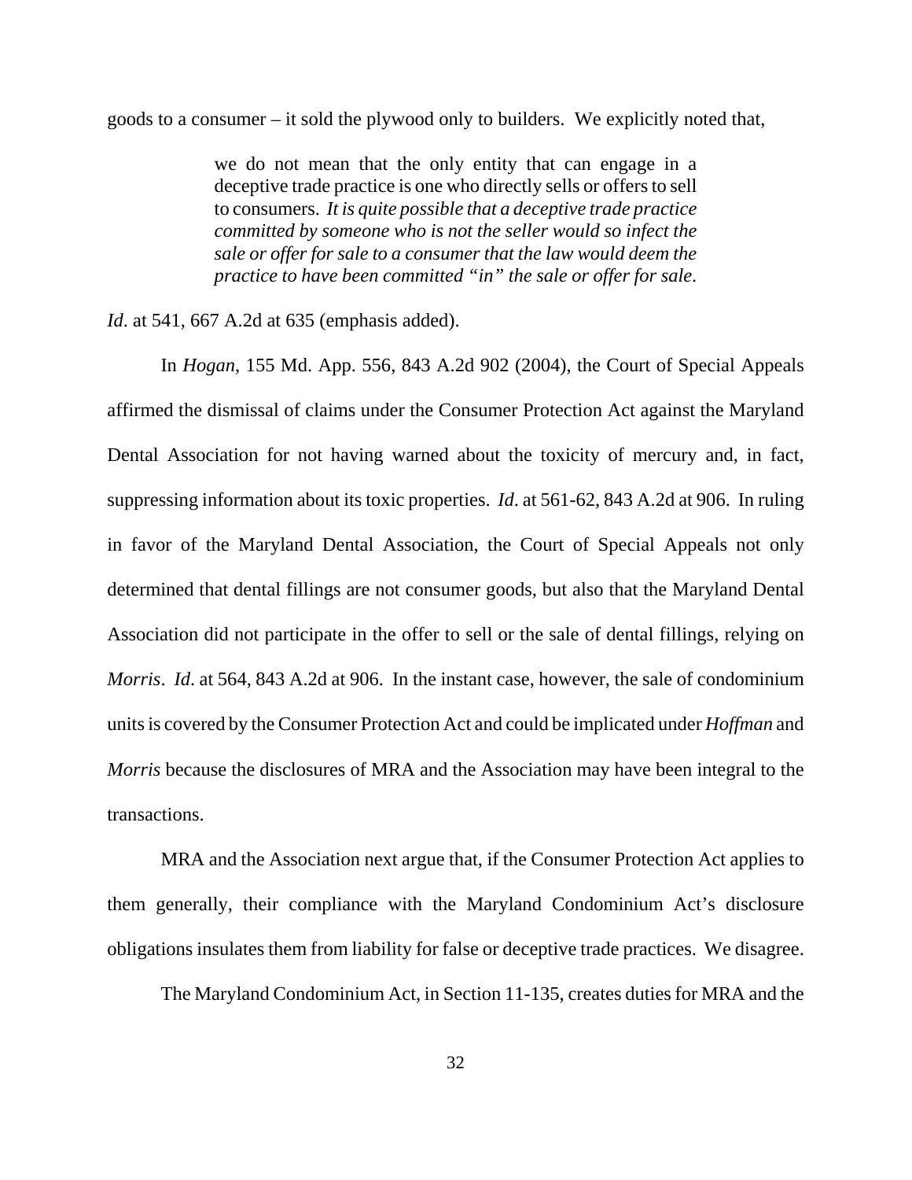goods to a consumer – it sold the plywood only to builders. We explicitly noted that,

> we do not mean that the only entity that can engage in a deceptive trade practice is one who directly sells or offers to sell to consumers. *It is quite possible that a deceptive trade practice committed by someone who is not the seller would so infect the sale or offer for sale to a consumer that the law would deem the practice to have been committed "in" the sale or offer for sale.*

*Id*. at 541, 667 A.2d at 635 (emphasis added).

In *Hogan*, 155 Md. App. 556, 843 A.2d 902 (2004), the Court of Special Appeals affirmed the dismissal of claims under the Consumer Protection Act against the Maryland Dental Association for not having warned about the toxicity of mercury and, in fact, suppressing information about its toxic properties. *Id*. at 561-62, 843 A.2d at 906. In ruling in favor of the Maryland Dental Association, the Court of Special Appeals not only determined that dental fillings are not consumer goods, but also that the Maryland Dental Association did not participate in the offer to sell or the sale of dental fillings, relying on *Morris*. *Id*. at 564, 843 A.2d at 906. In the instant case, however, the sale of condominium units is covered by the Consumer Protection Act and could be implicated under *Hoffman* and *Morris* because the disclosures of MRA and the Association may have been integral to the transactions.

MRA and the Association next argue that, if the Consumer Protection Act applies to them generally, their compliance with the Maryland Condominium Act's disclosure obligations insulates them from liability for false or deceptive trade practices. We disagree.

The Maryland Condominium Act, in Section 11-135, creates duties for MRA and the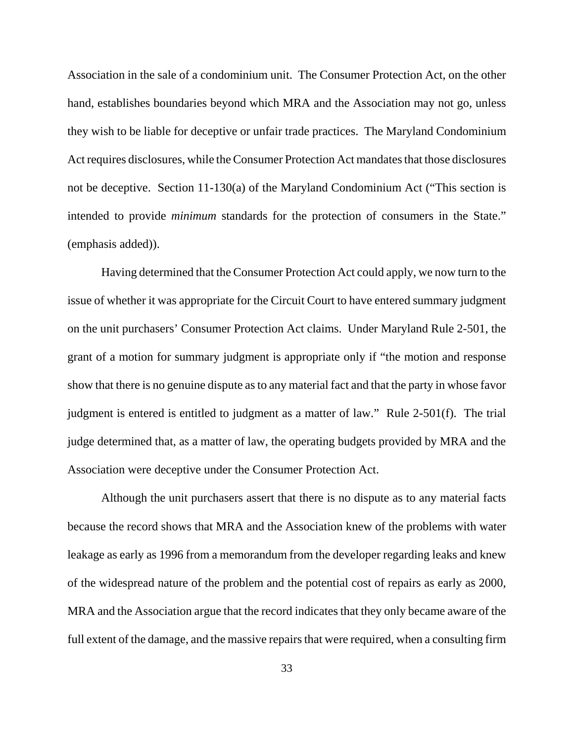Association in the sale of a condominium unit. The Consumer Protection Act, on the other hand, establishes boundaries beyond which MRA and the Association may not go, unless they wish to be liable for deceptive or unfair trade practices. The Maryland Condominium Act requires disclosures, while the Consumer Protection Act mandates that those disclosures not be deceptive. Section 11-130(a) of the Maryland Condominium Act ("This section is intended to provide *minimum* standards for the protection of consumers in the State." (emphasis added)).

Having determined that the Consumer Protection Act could apply, we now turn to the issue of whether it was appropriate for the Circuit Court to have entered summary judgment on the unit purchasers' Consumer Protection Act claims. Under Maryland Rule 2-501, the grant of a motion for summary judgment is appropriate only if "the motion and response show that there is no genuine dispute as to any material fact and that the party in whose favor judgment is entered is entitled to judgment as a matter of law." Rule 2-501(f). The trial judge determined that, as a matter of law, the operating budgets provided by MRA and the Association were deceptive under the Consumer Protection Act.

Although the unit purchasers assert that there is no dispute as to any material facts because the record shows that MRA and the Association knew of the problems with water leakage as early as 1996 from a memorandum from the developer regarding leaks and knew of the widespread nature of the problem and the potential cost of repairs as early as 2000, MRA and the Association argue that the record indicates that they only became aware of the full extent of the damage, and the massive repairs that were required, when a consulting firm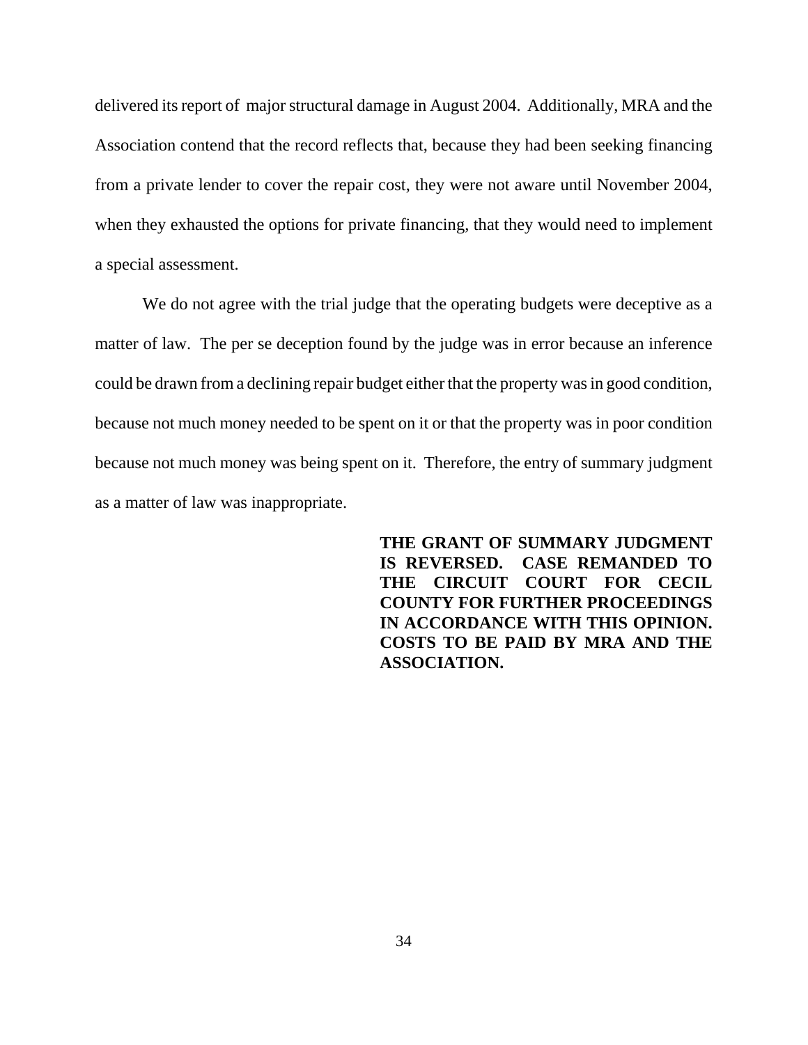delivered its report of major structural damage in August 2004. Additionally, MRA and the Association contend that the record reflects that, because they had been seeking financing from a private lender to cover the repair cost, they were not aware until November 2004, when they exhausted the options for private financing, that they would need to implement a special assessment.

We do not agree with the trial judge that the operating budgets were deceptive as a matter of law. The per se deception found by the judge was in error because an inference could be drawn from a declining repair budget either that the property was in good condition, because not much money needed to be spent on it or that the property was in poor condition because not much money was being spent on it. Therefore, the entry of summary judgment as a matter of law was inappropriate.

**THE GRANT OF SUMMARY JUDGMENT IS REVERSED. CASE REMANDED TO THE CIRCUIT COURT FOR CECIL COUNTY FOR FURTHER PROCEEDINGS IN ACCORDANCE WITH THIS OPINION. COSTS TO BE PAID BY MRA AND THE ASSOCIATION.**